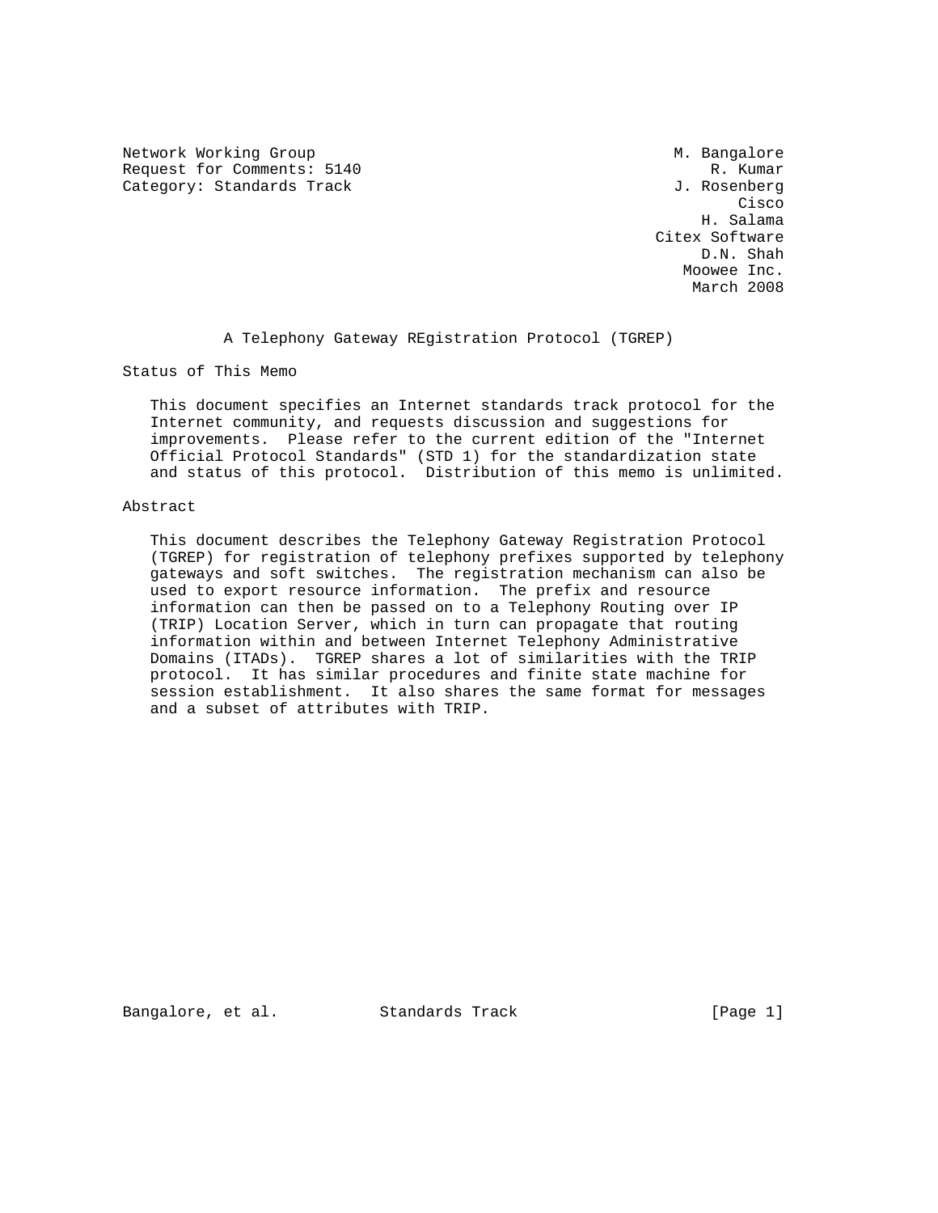Network Working Group M. Bangalore
Request for Comments: 5140 R. Kumar
Category: Standards Track J. Rosenberg
Cisco
H. Salama
Citex Software
D.N. Shah
Moowee Inc.
March 2008

# A Telephony Gateway REgistration Protocol (TGREP)

## Status of This Memo

This document specifies an Internet standards track protocol for the Internet community, and requests discussion and suggestions for improvements. Please refer to the current edition of the "Internet Official Protocol Standards" (STD 1) for the standardization state and status of this protocol. Distribution of this memo is unlimited.

## Abstract

This document describes the Telephony Gateway Registration Protocol (TGREP) for registration of telephony prefixes supported by telephony gateways and soft switches. The registration mechanism can also be used to export resource information. The prefix and resource information can then be passed on to a Telephony Routing over IP (TRIP) Location Server, which in turn can propagate that routing information within and between Internet Telephony Administrative Domains (ITADs). TGREP shares a lot of similarities with the TRIP protocol. It has similar procedures and finite state machine for session establishment. It also shares the same format for messages and a subset of attributes with TRIP.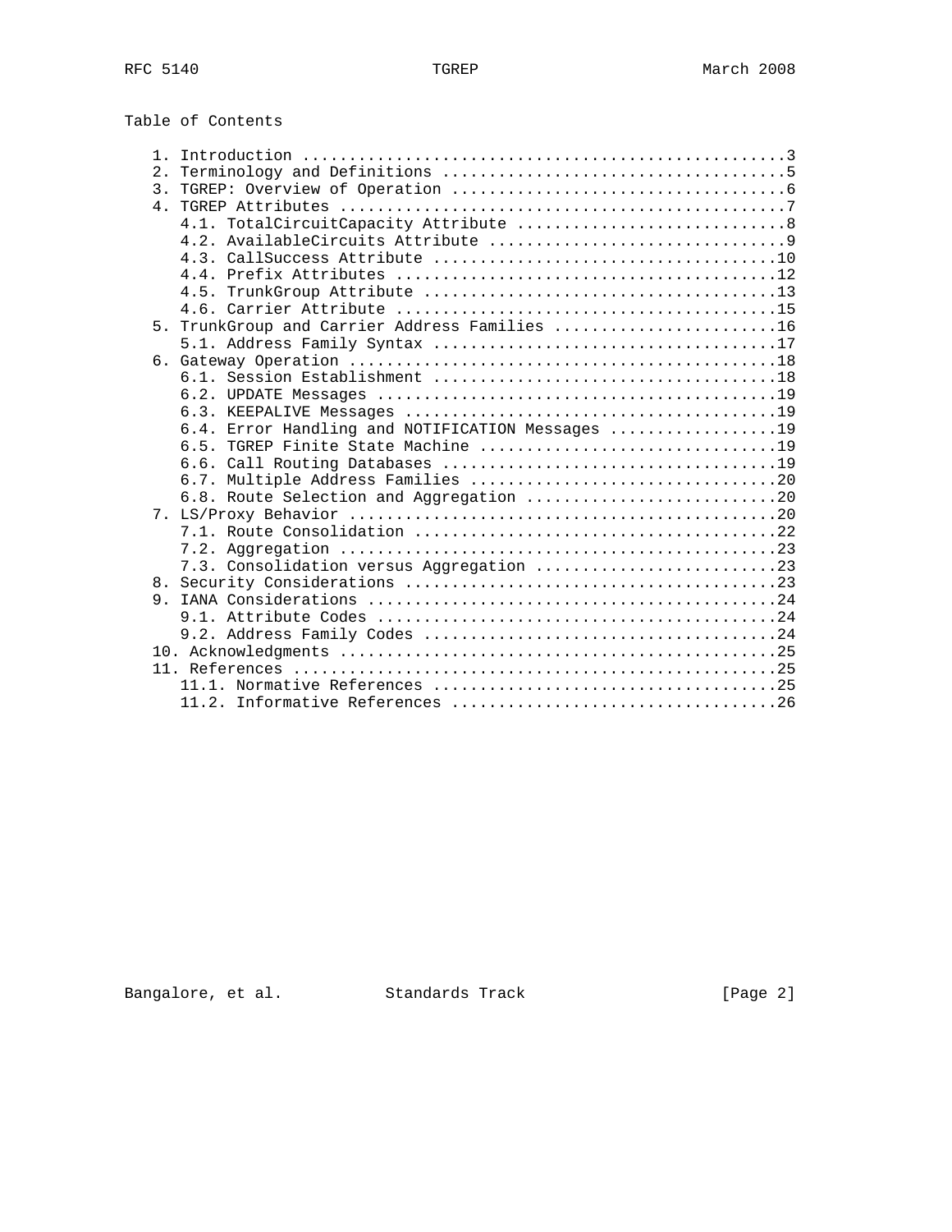## Table of Contents

```
   1. Introduction ....................................................3
   2. Terminology and Definitions .....................................5
   3. TGREP: Overview of Operation ....................................6
   4. TGREP Attributes ................................................7
      4.1. TotalCircuitCapacity Attribute .............................8
      4.2. AvailableCircuits Attribute ................................9
      4.3. CallSuccess Attribute .....................................10
      4.4. Prefix Attributes .........................................12
      4.5. TrunkGroup Attribute ......................................13
      4.6. Carrier Attribute .........................................15
   5. TrunkGroup and Carrier Address Families ........................16
      5.1. Address Family Syntax .....................................17
   6. Gateway Operation ..............................................18
      6.1. Session Establishment .....................................18
      6.2. UPDATE Messages ...........................................19
      6.3. KEEPALIVE Messages ........................................19
      6.4. Error Handling and NOTIFICATION Messages ..................19
      6.5. TGREP Finite State Machine ................................19
      6.6. Call Routing Databases ....................................19
      6.7. Multiple Address Families .................................20
      6.8. Route Selection and Aggregation ...........................20
   7. LS/Proxy Behavior ..............................................20
      7.1. Route Consolidation .......................................22
      7.2. Aggregation ...............................................23
      7.3. Consolidation versus Aggregation ..........................23
   8. Security Considerations ........................................23
   9. IANA Considerations ............................................24
      9.1. Attribute Codes ...........................................24
      9.2. Address Family Codes ......................................24
   10. Acknowledgments ...............................................25
   11. References ....................................................25
      11.1. Normative References .....................................25
      11.2. Informative References ...................................26
```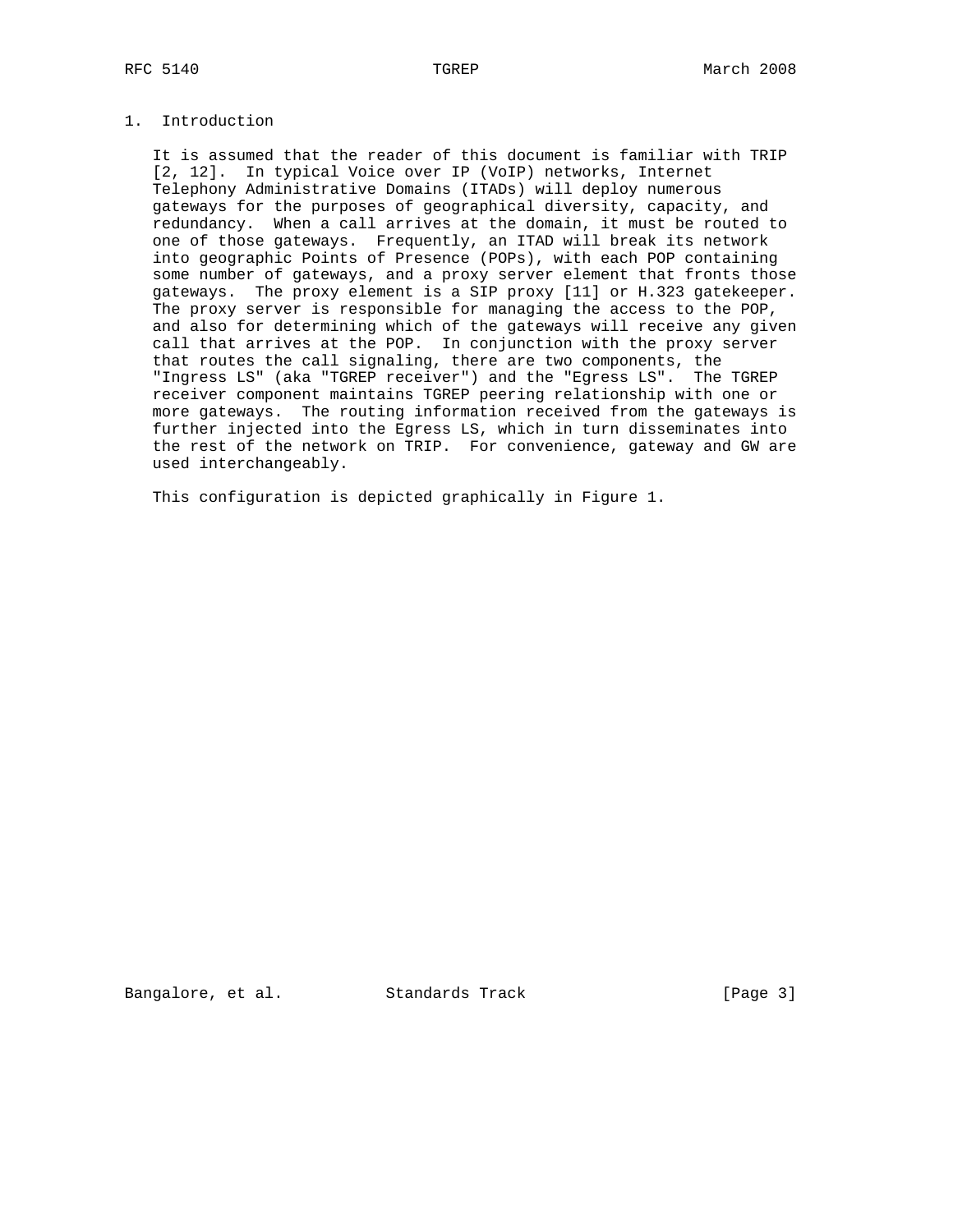# 1. Introduction

It is assumed that the reader of this document is familiar with TRIP [2, 12]. In typical Voice over IP (VoIP) networks, Internet Telephony Administrative Domains (ITADs) will deploy numerous gateways for the purposes of geographical diversity, capacity, and redundancy. When a call arrives at the domain, it must be routed to one of those gateways. Frequently, an ITAD will break its network into geographic Points of Presence (POPs), with each POP containing some number of gateways, and a proxy server element that fronts those gateways. The proxy element is a SIP proxy [11] or H.323 gatekeeper. The proxy server is responsible for managing the access to the POP, and also for determining which of the gateways will receive any given call that arrives at the POP. In conjunction with the proxy server that routes the call signaling, there are two components, the "Ingress LS" (aka "TGREP receiver") and the "Egress LS". The TGREP receiver component maintains TGREP peering relationship with one or more gateways. The routing information received from the gateways is further injected into the Egress LS, which in turn disseminates into the rest of the network on TRIP. For convenience, gateway and GW are used interchangeably.

This configuration is depicted graphically in Figure 1.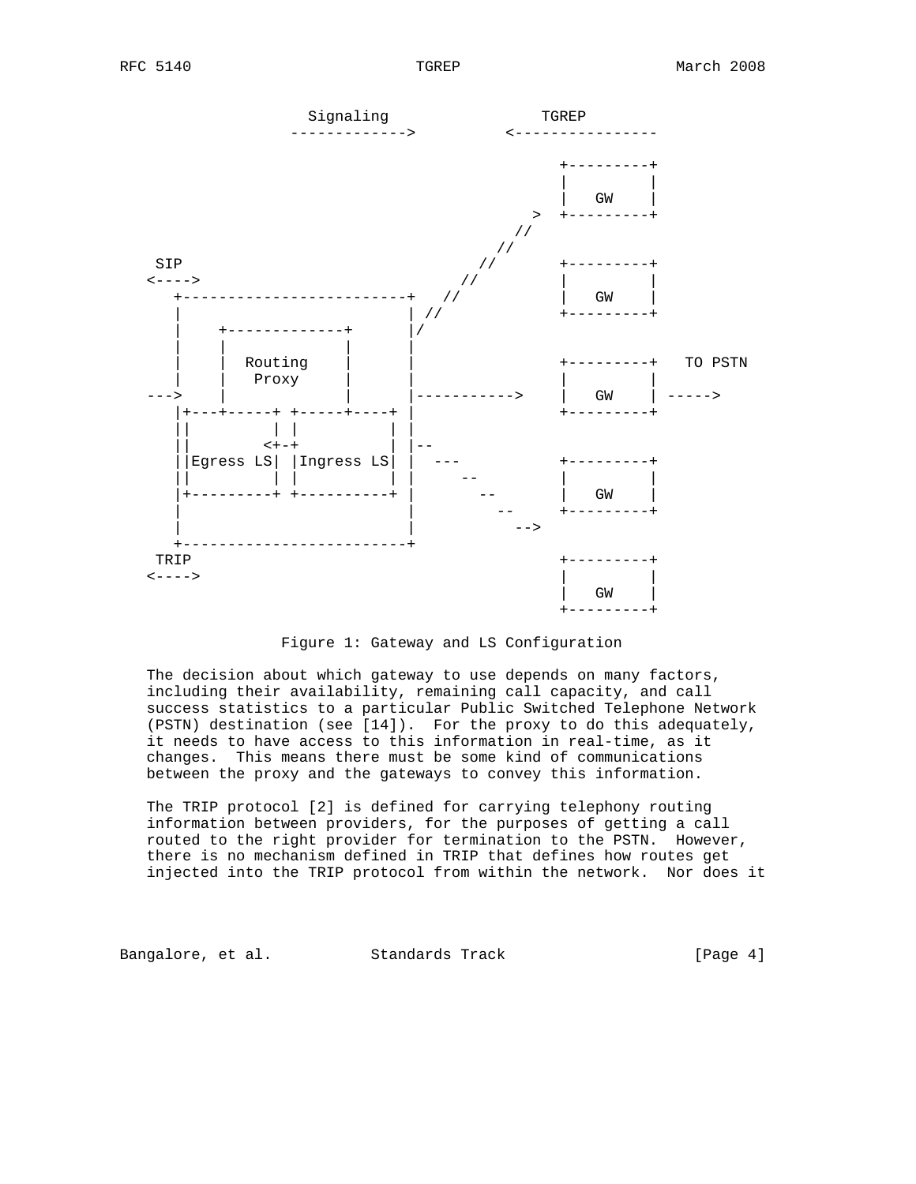```
                 Signaling                TGREP
               ------------->          <----------------

                                               +---------+
                                               |         |
                                               |   GW    |
                                            >  +---------+
                                          //
                                        //
         SIP                          //       +---------+
        <---->                      //         |         |
           +-----------------------+   //      |   GW    |
           |                       | //        +---------+
           |    +-------------+    |/
           |    |             |    |
           |    |  Routing    |    |           +---------+   TO PSTN
           |    |   Proxy     |    |           |         |
        --->    |             |    |----------->   |   GW    | ----->
           |+---+-----+ +-----+----+ |           +---------+
           ||         | |         | |
           ||        <+-+         | |--
           ||Egress LS| |Ingress LS| |  ---        +---------+
           ||         | |         | |     --      |         |
           |+---------+ +----------+ |       --    |   GW    |
           |                       |         --   +---------+
           |                       |           -->
           +-----------------------+
         TRIP                                  +---------+
        <---->                                 |         |
                                               |   GW    |
                                               +---------+
```

Figure 1: Gateway and LS Configuration

The decision about which gateway to use depends on many factors, including their availability, remaining call capacity, and call success statistics to a particular Public Switched Telephone Network (PSTN) destination (see [14]). For the proxy to do this adequately, it needs to have access to this information in real-time, as it changes. This means there must be some kind of communications between the proxy and the gateways to convey this information.

The TRIP protocol [2] is defined for carrying telephony routing information between providers, for the purposes of getting a call routed to the right provider for termination to the PSTN. However, there is no mechanism defined in TRIP that defines how routes get injected into the TRIP protocol from within the network. Nor does it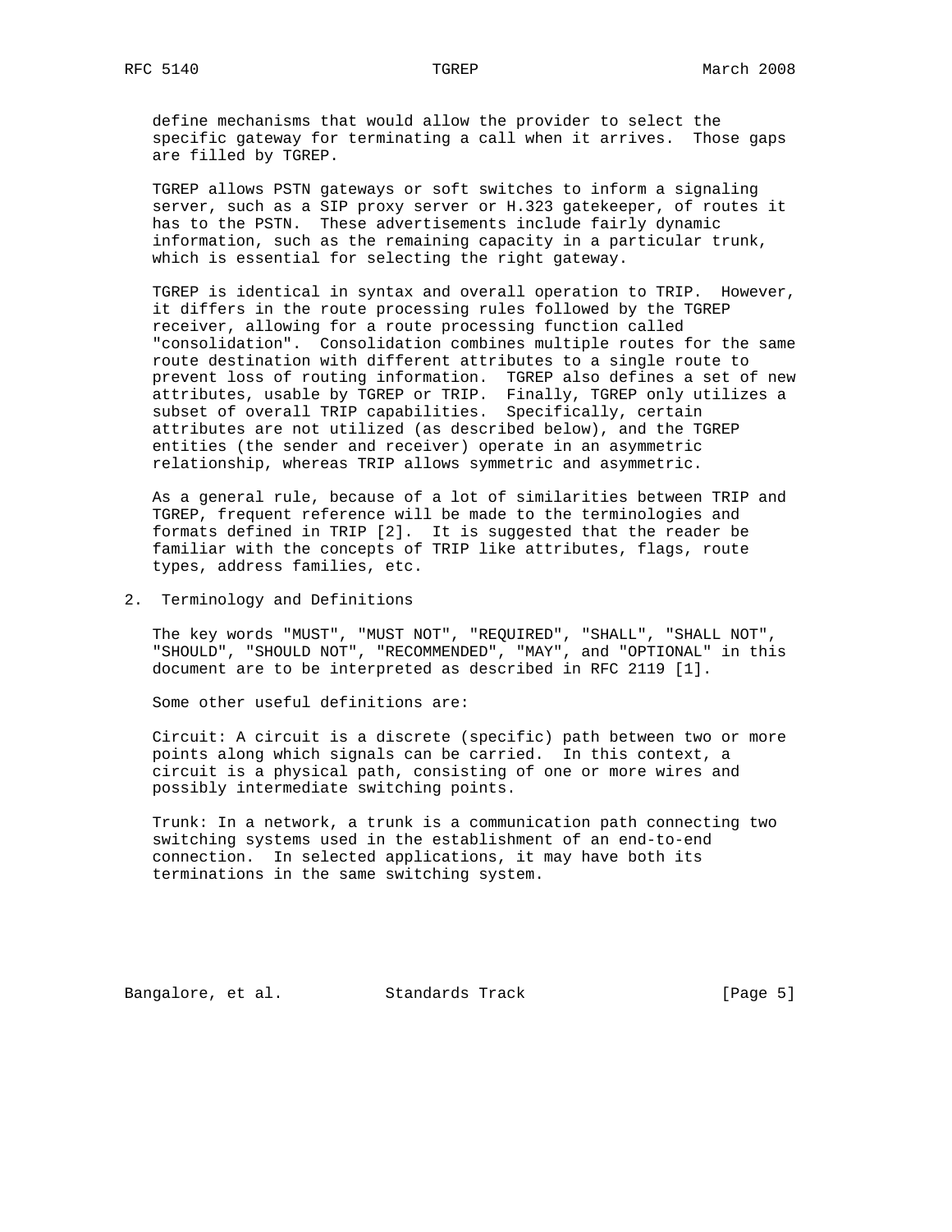define mechanisms that would allow the provider to select the specific gateway for terminating a call when it arrives. Those gaps are filled by TGREP.

TGREP allows PSTN gateways or soft switches to inform a signaling server, such as a SIP proxy server or H.323 gatekeeper, of routes it has to the PSTN. These advertisements include fairly dynamic information, such as the remaining capacity in a particular trunk, which is essential for selecting the right gateway.

TGREP is identical in syntax and overall operation to TRIP. However, it differs in the route processing rules followed by the TGREP receiver, allowing for a route processing function called "consolidation". Consolidation combines multiple routes for the same route destination with different attributes to a single route to prevent loss of routing information. TGREP also defines a set of new attributes, usable by TGREP or TRIP. Finally, TGREP only utilizes a subset of overall TRIP capabilities. Specifically, certain attributes are not utilized (as described below), and the TGREP entities (the sender and receiver) operate in an asymmetric relationship, whereas TRIP allows symmetric and asymmetric.

As a general rule, because of a lot of similarities between TRIP and TGREP, frequent reference will be made to the terminologies and formats defined in TRIP [2]. It is suggested that the reader be familiar with the concepts of TRIP like attributes, flags, route types, address families, etc.

## 2. Terminology and Definitions

The key words "MUST", "MUST NOT", "REQUIRED", "SHALL", "SHALL NOT", "SHOULD", "SHOULD NOT", "RECOMMENDED", "MAY", and "OPTIONAL" in this document are to be interpreted as described in RFC 2119 [1].

Some other useful definitions are:

Circuit: A circuit is a discrete (specific) path between two or more points along which signals can be carried. In this context, a circuit is a physical path, consisting of one or more wires and possibly intermediate switching points.

Trunk: In a network, a trunk is a communication path connecting two switching systems used in the establishment of an end-to-end connection. In selected applications, it may have both its terminations in the same switching system.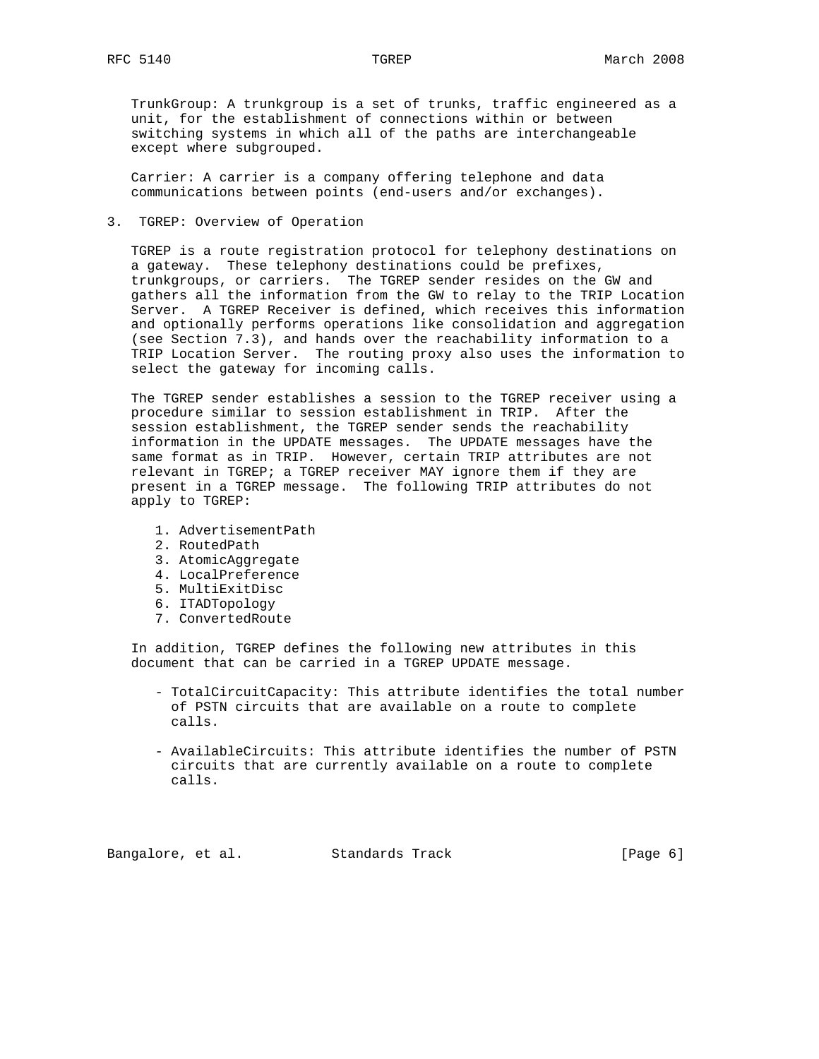TrunkGroup: A trunkgroup is a set of trunks, traffic engineered as a unit, for the establishment of connections within or between switching systems in which all of the paths are interchangeable except where subgrouped.

Carrier: A carrier is a company offering telephone and data communications between points (end-users and/or exchanges).

## 3. TGREP: Overview of Operation

TGREP is a route registration protocol for telephony destinations on a gateway. These telephony destinations could be prefixes, trunkgroups, or carriers. The TGREP sender resides on the GW and gathers all the information from the GW to relay to the TRIP Location Server. A TGREP Receiver is defined, which receives this information and optionally performs operations like consolidation and aggregation (see Section 7.3), and hands over the reachability information to a TRIP Location Server. The routing proxy also uses the information to select the gateway for incoming calls.

The TGREP sender establishes a session to the TGREP receiver using a procedure similar to session establishment in TRIP. After the session establishment, the TGREP sender sends the reachability information in the UPDATE messages. The UPDATE messages have the same format as in TRIP. However, certain TRIP attributes are not relevant in TGREP; a TGREP receiver MAY ignore them if they are present in a TGREP message. The following TRIP attributes do not apply to TGREP:

1. AdvertisementPath
2. RoutedPath
3. AtomicAggregate
4. LocalPreference
5. MultiExitDisc
6. ITADTopology
7. ConvertedRoute

In addition, TGREP defines the following new attributes in this document that can be carried in a TGREP UPDATE message.

- TotalCircuitCapacity: This attribute identifies the total number of PSTN circuits that are available on a route to complete calls.

- AvailableCircuits: This attribute identifies the number of PSTN circuits that are currently available on a route to complete calls.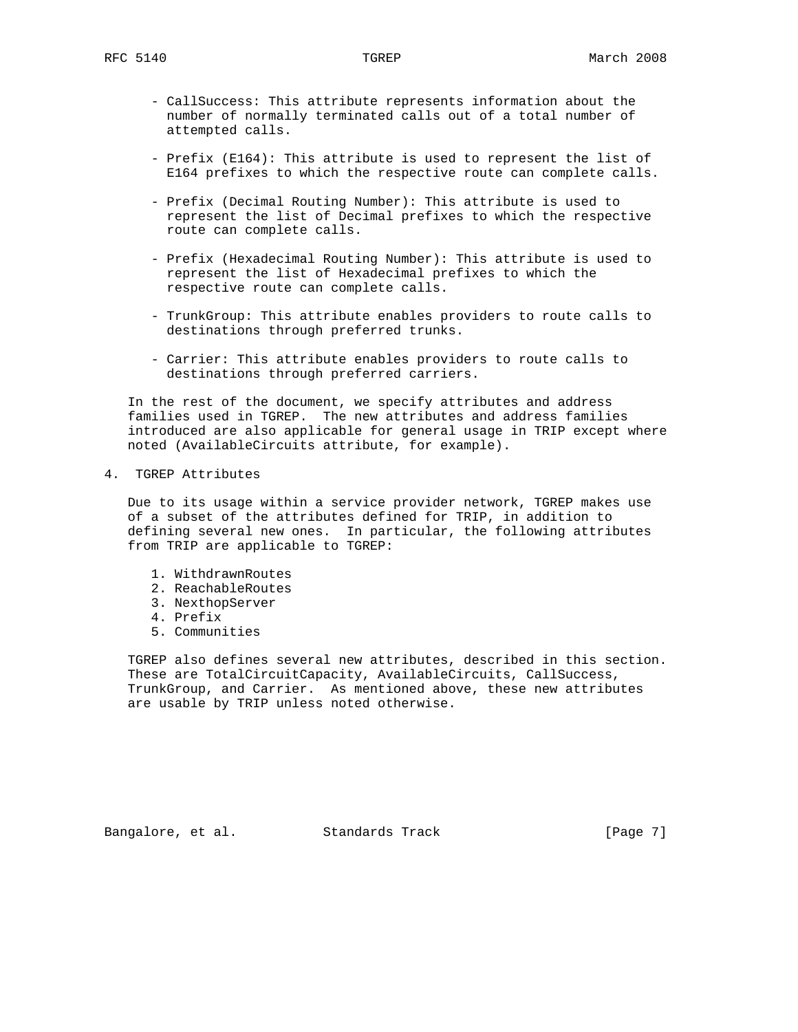- CallSuccess: This attribute represents information about the number of normally terminated calls out of a total number of attempted calls.

- Prefix (E164): This attribute is used to represent the list of E164 prefixes to which the respective route can complete calls.

- Prefix (Decimal Routing Number): This attribute is used to represent the list of Decimal prefixes to which the respective route can complete calls.

- Prefix (Hexadecimal Routing Number): This attribute is used to represent the list of Hexadecimal prefixes to which the respective route can complete calls.

- TrunkGroup: This attribute enables providers to route calls to destinations through preferred trunks.

- Carrier: This attribute enables providers to route calls to destinations through preferred carriers.

In the rest of the document, we specify attributes and address families used in TGREP. The new attributes and address families introduced are also applicable for general usage in TRIP except where noted (AvailableCircuits attribute, for example).

## 4. TGREP Attributes

Due to its usage within a service provider network, TGREP makes use of a subset of the attributes defined for TRIP, in addition to defining several new ones. In particular, the following attributes from TRIP are applicable to TGREP:

1. WithdrawnRoutes
2. ReachableRoutes
3. NexthopServer
4. Prefix
5. Communities

TGREP also defines several new attributes, described in this section. These are TotalCircuitCapacity, AvailableCircuits, CallSuccess, TrunkGroup, and Carrier. As mentioned above, these new attributes are usable by TRIP unless noted otherwise.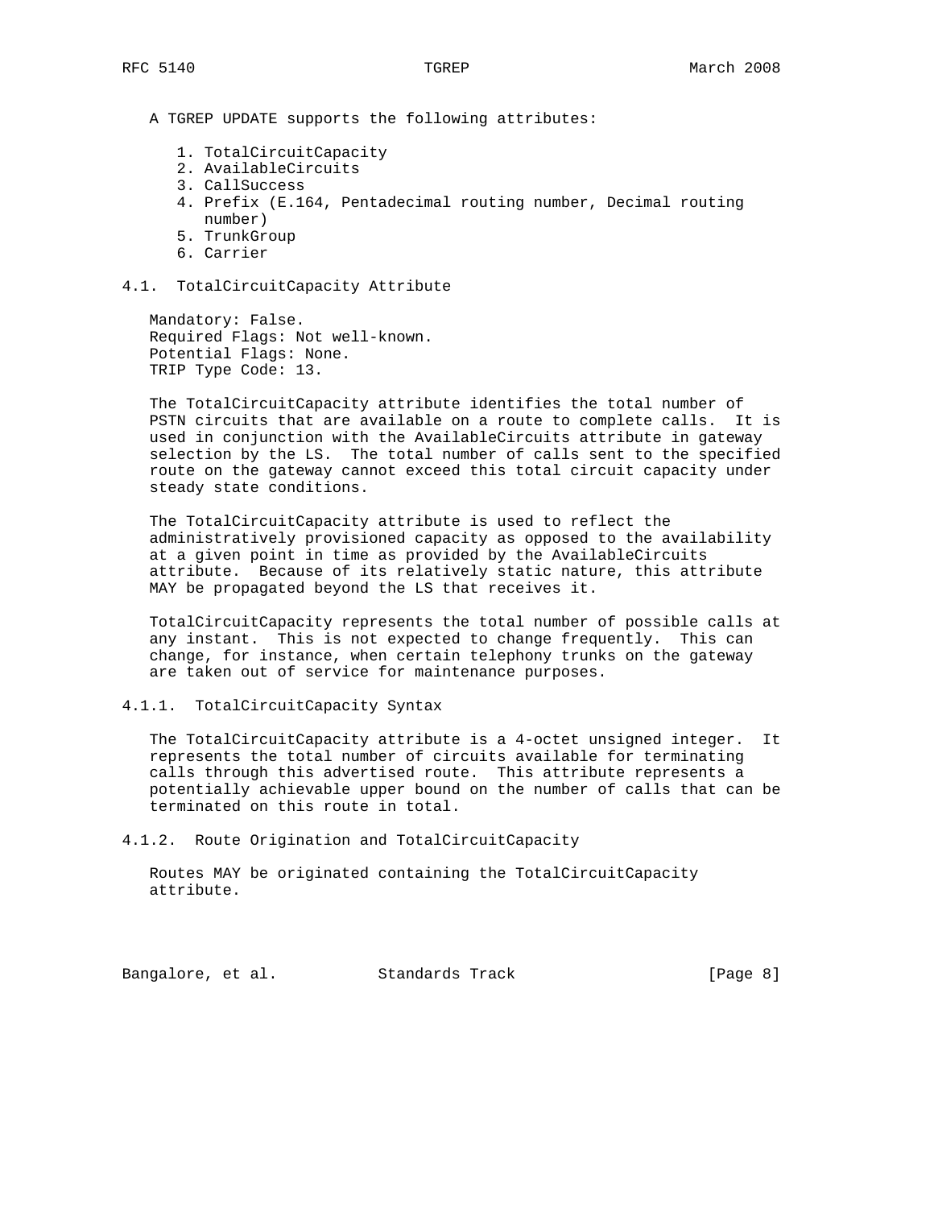A TGREP UPDATE supports the following attributes:

1. TotalCircuitCapacity
2. AvailableCircuits
3. CallSuccess
4. Prefix (E.164, Pentadecimal routing number, Decimal routing number)
5. TrunkGroup
6. Carrier

### 4.1. TotalCircuitCapacity Attribute

Mandatory: False.
Required Flags: Not well-known.
Potential Flags: None.
TRIP Type Code: 13.

The TotalCircuitCapacity attribute identifies the total number of PSTN circuits that are available on a route to complete calls. It is used in conjunction with the AvailableCircuits attribute in gateway selection by the LS. The total number of calls sent to the specified route on the gateway cannot exceed this total circuit capacity under steady state conditions.

The TotalCircuitCapacity attribute is used to reflect the administratively provisioned capacity as opposed to the availability at a given point in time as provided by the AvailableCircuits attribute. Because of its relatively static nature, this attribute MAY be propagated beyond the LS that receives it.

TotalCircuitCapacity represents the total number of possible calls at any instant. This is not expected to change frequently. This can change, for instance, when certain telephony trunks on the gateway are taken out of service for maintenance purposes.

#### 4.1.1. TotalCircuitCapacity Syntax

The TotalCircuitCapacity attribute is a 4-octet unsigned integer. It represents the total number of circuits available for terminating calls through this advertised route. This attribute represents a potentially achievable upper bound on the number of calls that can be terminated on this route in total.

#### 4.1.2. Route Origination and TotalCircuitCapacity

Routes MAY be originated containing the TotalCircuitCapacity attribute.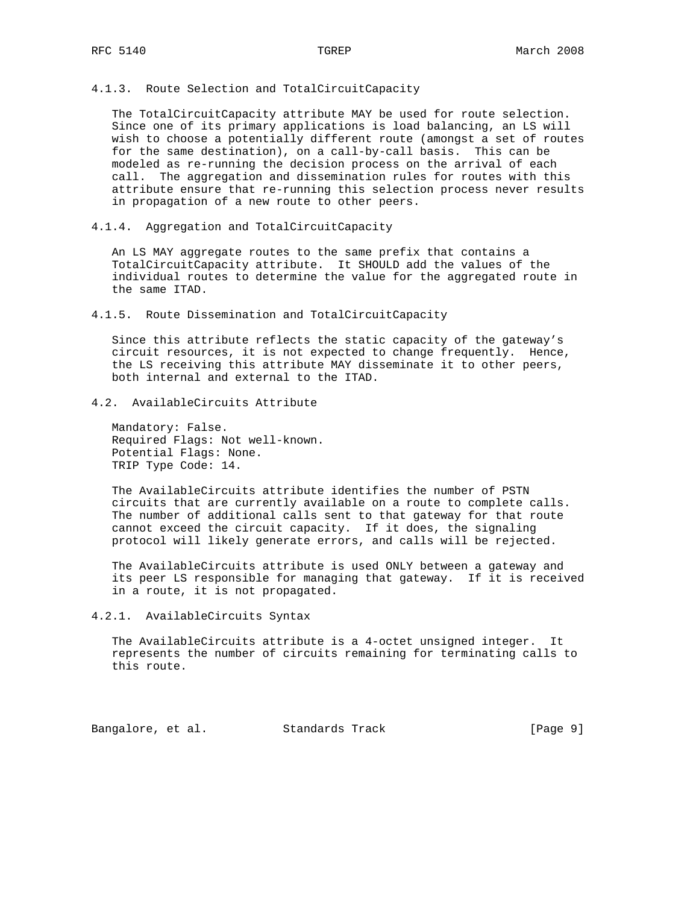#### 4.1.3. Route Selection and TotalCircuitCapacity

The TotalCircuitCapacity attribute MAY be used for route selection. Since one of its primary applications is load balancing, an LS will wish to choose a potentially different route (amongst a set of routes for the same destination), on a call-by-call basis. This can be modeled as re-running the decision process on the arrival of each call. The aggregation and dissemination rules for routes with this attribute ensure that re-running this selection process never results in propagation of a new route to other peers.

#### 4.1.4. Aggregation and TotalCircuitCapacity

An LS MAY aggregate routes to the same prefix that contains a TotalCircuitCapacity attribute. It SHOULD add the values of the individual routes to determine the value for the aggregated route in the same ITAD.

#### 4.1.5. Route Dissemination and TotalCircuitCapacity

Since this attribute reflects the static capacity of the gateway's circuit resources, it is not expected to change frequently. Hence, the LS receiving this attribute MAY disseminate it to other peers, both internal and external to the ITAD.

### 4.2. AvailableCircuits Attribute

Mandatory: False.
Required Flags: Not well-known.
Potential Flags: None.
TRIP Type Code: 14.

The AvailableCircuits attribute identifies the number of PSTN circuits that are currently available on a route to complete calls. The number of additional calls sent to that gateway for that route cannot exceed the circuit capacity. If it does, the signaling protocol will likely generate errors, and calls will be rejected.

The AvailableCircuits attribute is used ONLY between a gateway and its peer LS responsible for managing that gateway. If it is received in a route, it is not propagated.

#### 4.2.1. AvailableCircuits Syntax

The AvailableCircuits attribute is a 4-octet unsigned integer. It represents the number of circuits remaining for terminating calls to this route.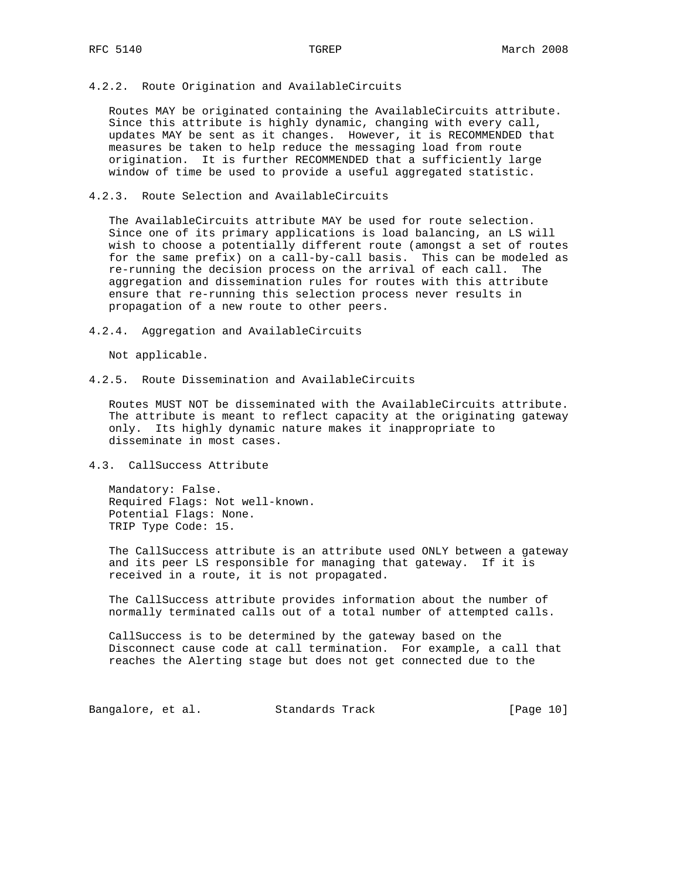#### 4.2.2. Route Origination and AvailableCircuits

Routes MAY be originated containing the AvailableCircuits attribute. Since this attribute is highly dynamic, changing with every call, updates MAY be sent as it changes. However, it is RECOMMENDED that measures be taken to help reduce the messaging load from route origination. It is further RECOMMENDED that a sufficiently large window of time be used to provide a useful aggregated statistic.

#### 4.2.3. Route Selection and AvailableCircuits

The AvailableCircuits attribute MAY be used for route selection. Since one of its primary applications is load balancing, an LS will wish to choose a potentially different route (amongst a set of routes for the same prefix) on a call-by-call basis. This can be modeled as re-running the decision process on the arrival of each call. The aggregation and dissemination rules for routes with this attribute ensure that re-running this selection process never results in propagation of a new route to other peers.

#### 4.2.4. Aggregation and AvailableCircuits

Not applicable.

#### 4.2.5. Route Dissemination and AvailableCircuits

Routes MUST NOT be disseminated with the AvailableCircuits attribute. The attribute is meant to reflect capacity at the originating gateway only. Its highly dynamic nature makes it inappropriate to disseminate in most cases.

### 4.3. CallSuccess Attribute

Mandatory: False.
Required Flags: Not well-known.
Potential Flags: None.
TRIP Type Code: 15.

The CallSuccess attribute is an attribute used ONLY between a gateway and its peer LS responsible for managing that gateway. If it is received in a route, it is not propagated.

The CallSuccess attribute provides information about the number of normally terminated calls out of a total number of attempted calls.

CallSuccess is to be determined by the gateway based on the Disconnect cause code at call termination. For example, a call that reaches the Alerting stage but does not get connected due to the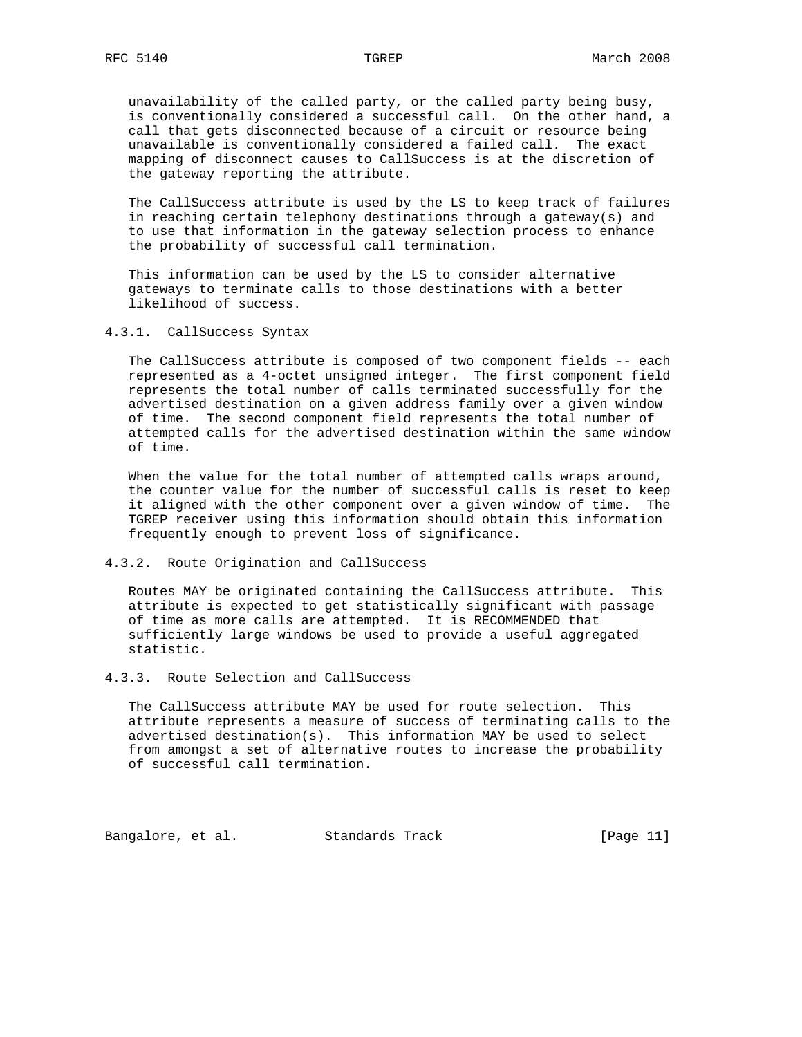unavailability of the called party, or the called party being busy, is conventionally considered a successful call. On the other hand, a call that gets disconnected because of a circuit or resource being unavailable is conventionally considered a failed call. The exact mapping of disconnect causes to CallSuccess is at the discretion of the gateway reporting the attribute.

The CallSuccess attribute is used by the LS to keep track of failures in reaching certain telephony destinations through a gateway(s) and to use that information in the gateway selection process to enhance the probability of successful call termination.

This information can be used by the LS to consider alternative gateways to terminate calls to those destinations with a better likelihood of success.

### 4.3.1. CallSuccess Syntax

The CallSuccess attribute is composed of two component fields -- each represented as a 4-octet unsigned integer. The first component field represents the total number of calls terminated successfully for the advertised destination on a given address family over a given window of time. The second component field represents the total number of attempted calls for the advertised destination within the same window of time.

When the value for the total number of attempted calls wraps around, the counter value for the number of successful calls is reset to keep it aligned with the other component over a given window of time. The TGREP receiver using this information should obtain this information frequently enough to prevent loss of significance.

### 4.3.2. Route Origination and CallSuccess

Routes MAY be originated containing the CallSuccess attribute. This attribute is expected to get statistically significant with passage of time as more calls are attempted. It is RECOMMENDED that sufficiently large windows be used to provide a useful aggregated statistic.

### 4.3.3. Route Selection and CallSuccess

The CallSuccess attribute MAY be used for route selection. This attribute represents a measure of success of terminating calls to the advertised destination(s). This information MAY be used to select from amongst a set of alternative routes to increase the probability of successful call termination.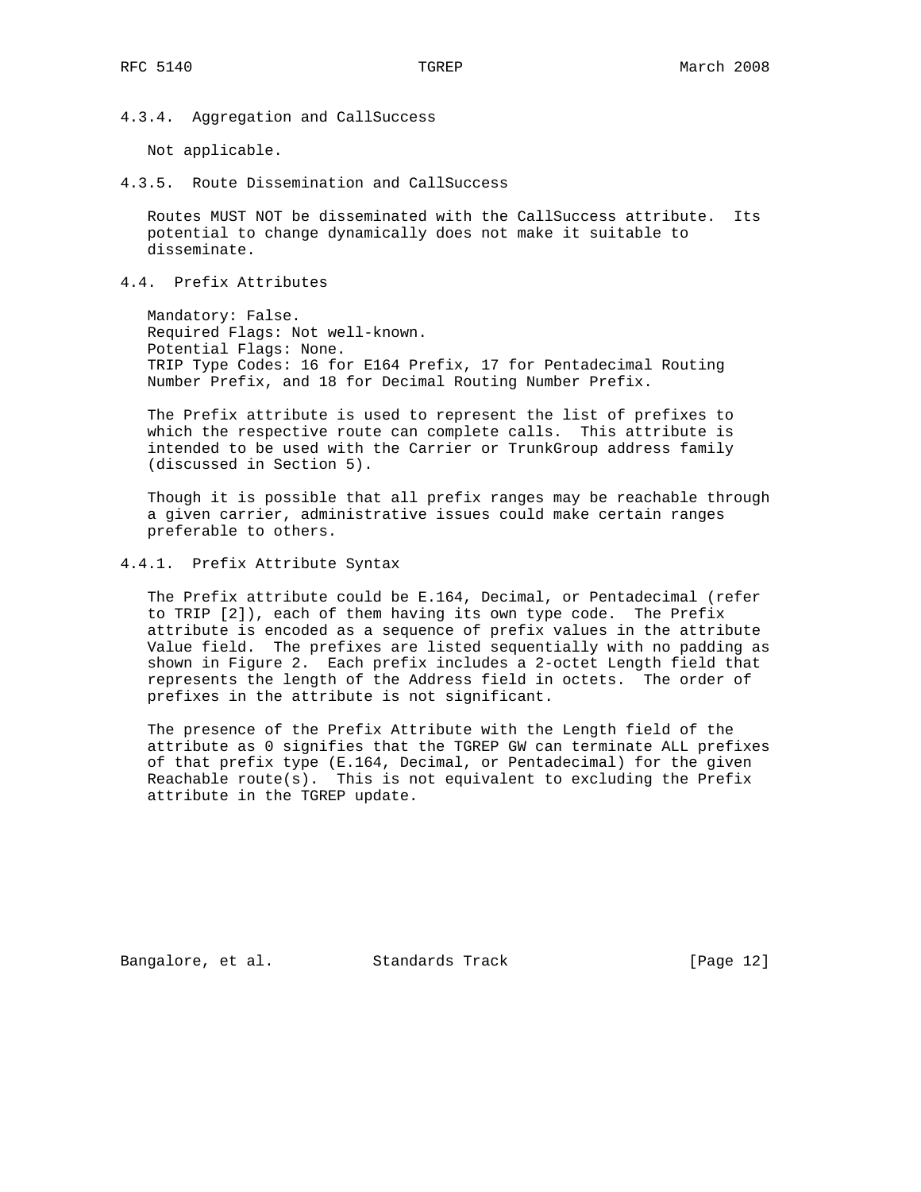#### 4.3.4. Aggregation and CallSuccess

Not applicable.

#### 4.3.5. Route Dissemination and CallSuccess

Routes MUST NOT be disseminated with the CallSuccess attribute. Its potential to change dynamically does not make it suitable to disseminate.

### 4.4. Prefix Attributes

Mandatory: False.
Required Flags: Not well-known.
Potential Flags: None.
TRIP Type Codes: 16 for E164 Prefix, 17 for Pentadecimal Routing Number Prefix, and 18 for Decimal Routing Number Prefix.

The Prefix attribute is used to represent the list of prefixes to which the respective route can complete calls. This attribute is intended to be used with the Carrier or TrunkGroup address family (discussed in Section 5).

Though it is possible that all prefix ranges may be reachable through a given carrier, administrative issues could make certain ranges preferable to others.

#### 4.4.1. Prefix Attribute Syntax

The Prefix attribute could be E.164, Decimal, or Pentadecimal (refer to TRIP [2]), each of them having its own type code. The Prefix attribute is encoded as a sequence of prefix values in the attribute Value field. The prefixes are listed sequentially with no padding as shown in Figure 2. Each prefix includes a 2-octet Length field that represents the length of the Address field in octets. The order of prefixes in the attribute is not significant.

The presence of the Prefix Attribute with the Length field of the attribute as 0 signifies that the TGREP GW can terminate ALL prefixes of that prefix type (E.164, Decimal, or Pentadecimal) for the given Reachable route(s). This is not equivalent to excluding the Prefix attribute in the TGREP update.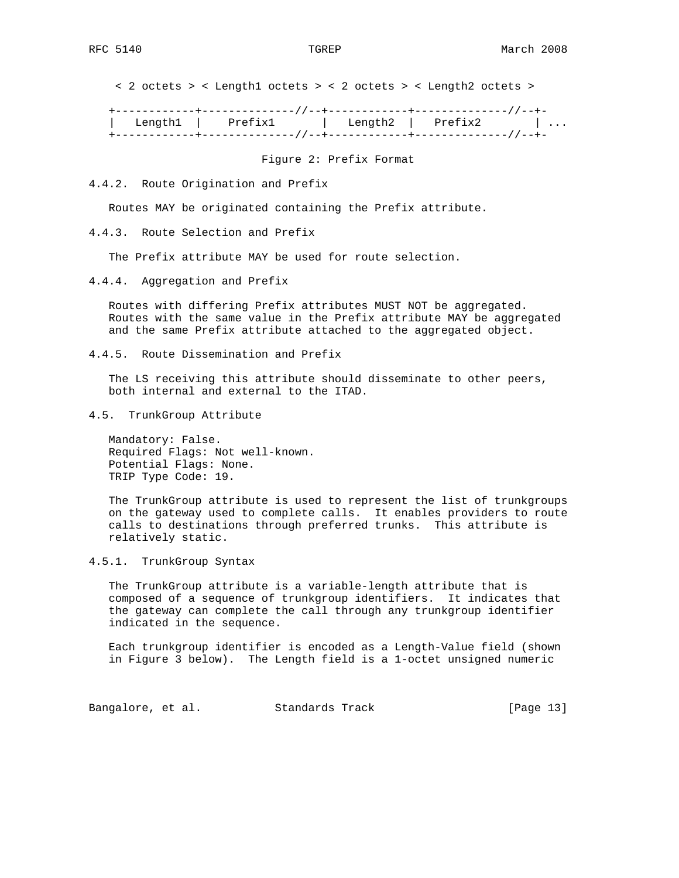```
 < 2 octets > < Length1 octets > < 2 octets > < Length2 octets >

+------------+--------------//--+------------+--------------//--+-
|  Length1 |    Prefix1       |  Length2  |   Prefix2        | ...
+------------+--------------//--+------------+--------------//--+-
```

Figure 2: Prefix Format

#### 4.4.2. Route Origination and Prefix

Routes MAY be originated containing the Prefix attribute.

#### 4.4.3. Route Selection and Prefix

The Prefix attribute MAY be used for route selection.

#### 4.4.4. Aggregation and Prefix

Routes with differing Prefix attributes MUST NOT be aggregated. Routes with the same value in the Prefix attribute MAY be aggregated and the same Prefix attribute attached to the aggregated object.

#### 4.4.5. Route Dissemination and Prefix

The LS receiving this attribute should disseminate to other peers, both internal and external to the ITAD.

### 4.5. TrunkGroup Attribute

Mandatory: False.
Required Flags: Not well-known.
Potential Flags: None.
TRIP Type Code: 19.

The TrunkGroup attribute is used to represent the list of trunkgroups on the gateway used to complete calls. It enables providers to route calls to destinations through preferred trunks. This attribute is relatively static.

#### 4.5.1. TrunkGroup Syntax

The TrunkGroup attribute is a variable-length attribute that is composed of a sequence of trunkgroup identifiers. It indicates that the gateway can complete the call through any trunkgroup identifier indicated in the sequence.

Each trunkgroup identifier is encoded as a Length-Value field (shown in Figure 3 below). The Length field is a 1-octet unsigned numeric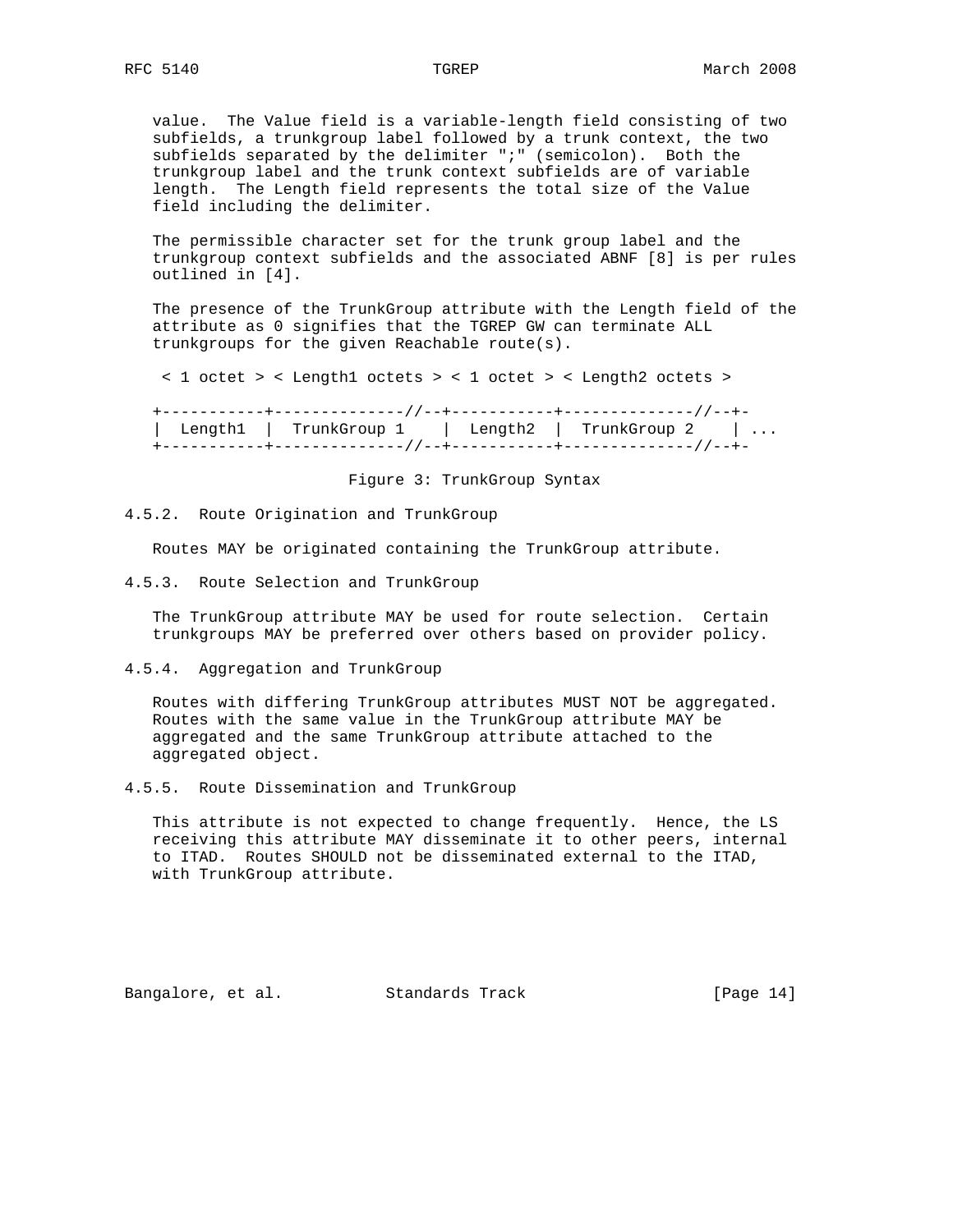value. The Value field is a variable-length field consisting of two subfields, a trunkgroup label followed by a trunk context, the two subfields separated by the delimiter ";" (semicolon). Both the trunkgroup label and the trunk context subfields are of variable length. The Length field represents the total size of the Value field including the delimiter.

The permissible character set for the trunk group label and the trunkgroup context subfields and the associated ABNF [8] is per rules outlined in [4].

The presence of the TrunkGroup attribute with the Length field of the attribute as 0 signifies that the TGREP GW can terminate ALL trunkgroups for the given Reachable route(s).

```
 < 1 octet > < Length1 octets > < 1 octet > < Length2 octets >

+-----------+--------------//--+-----------+--------------//--+-
|  Length1  |  TrunkGroup 1    |  Length2  |  TrunkGroup 2    | ...
+-----------+--------------//--+-----------+--------------//--+-
```

Figure 3: TrunkGroup Syntax

### 4.5.2. Route Origination and TrunkGroup

Routes MAY be originated containing the TrunkGroup attribute.

### 4.5.3. Route Selection and TrunkGroup

The TrunkGroup attribute MAY be used for route selection. Certain trunkgroups MAY be preferred over others based on provider policy.

### 4.5.4. Aggregation and TrunkGroup

Routes with differing TrunkGroup attributes MUST NOT be aggregated. Routes with the same value in the TrunkGroup attribute MAY be aggregated and the same TrunkGroup attribute attached to the aggregated object.

### 4.5.5. Route Dissemination and TrunkGroup

This attribute is not expected to change frequently. Hence, the LS receiving this attribute MAY disseminate it to other peers, internal to ITAD. Routes SHOULD not be disseminated external to the ITAD, with TrunkGroup attribute.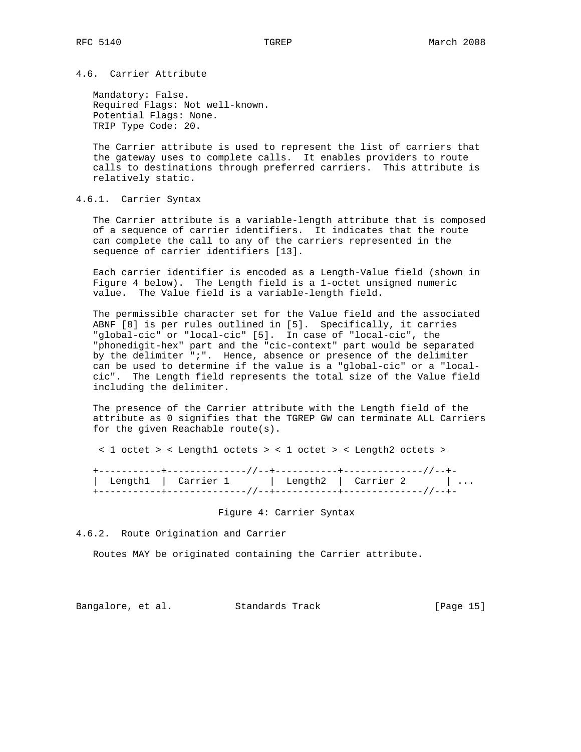### 4.6. Carrier Attribute

Mandatory: False.
Required Flags: Not well-known.
Potential Flags: None.
TRIP Type Code: 20.

The Carrier attribute is used to represent the list of carriers that the gateway uses to complete calls. It enables providers to route calls to destinations through preferred carriers. This attribute is relatively static.

#### 4.6.1. Carrier Syntax

The Carrier attribute is a variable-length attribute that is composed of a sequence of carrier identifiers. It indicates that the route can complete the call to any of the carriers represented in the sequence of carrier identifiers [13].

Each carrier identifier is encoded as a Length-Value field (shown in Figure 4 below). The Length field is a 1-octet unsigned numeric value. The Value field is a variable-length field.

The permissible character set for the Value field and the associated ABNF [8] is per rules outlined in [5]. Specifically, it carries "global-cic" or "local-cic" [5]. In case of "local-cic", the "phonedigit-hex" part and the "cic-context" part would be separated by the delimiter ";". Hence, absence or presence of the delimiter can be used to determine if the value is a "global-cic" or a "local-cic". The Length field represents the total size of the Value field including the delimiter.

The presence of the Carrier attribute with the Length field of the attribute as 0 signifies that the TGREP GW can terminate ALL Carriers for the given Reachable route(s).

```
 < 1 octet > < Length1 octets > < 1 octet > < Length2 octets >

+-----------+--------------//--+-----------+--------------//--+-
|  Length1  |  Carrier 1       |  Length2  |  Carrier 2       | ...
+-----------+--------------//--+-----------+--------------//--+-
```

Figure 4: Carrier Syntax

#### 4.6.2. Route Origination and Carrier

Routes MAY be originated containing the Carrier attribute.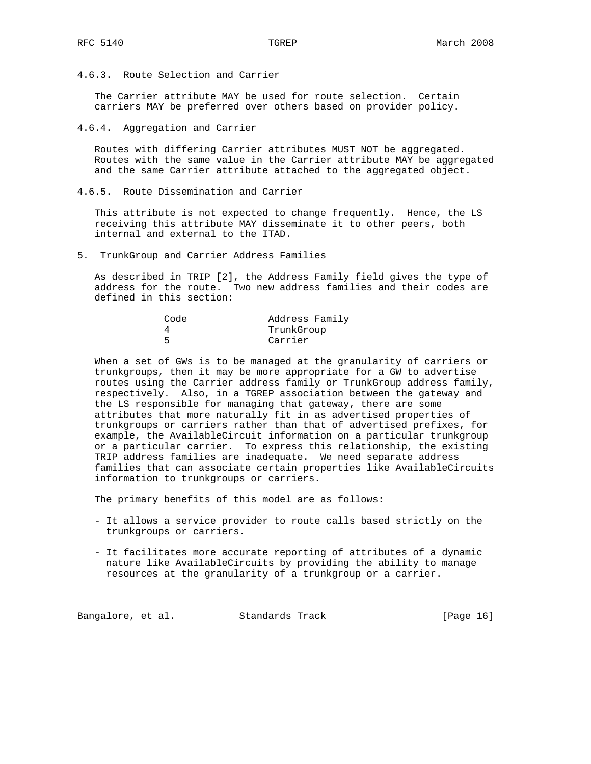### 4.6.3. Route Selection and Carrier

The Carrier attribute MAY be used for route selection. Certain carriers MAY be preferred over others based on provider policy.

### 4.6.4. Aggregation and Carrier

Routes with differing Carrier attributes MUST NOT be aggregated. Routes with the same value in the Carrier attribute MAY be aggregated and the same Carrier attribute attached to the aggregated object.

### 4.6.5. Route Dissemination and Carrier

This attribute is not expected to change frequently. Hence, the LS receiving this attribute MAY disseminate it to other peers, both internal and external to the ITAD.

## 5. TrunkGroup and Carrier Address Families

As described in TRIP [2], the Address Family field gives the type of address for the route. Two new address families and their codes are defined in this section:

| Code | Address Family |
| --- | --- |
| 4 | TrunkGroup |
| 5 | Carrier |

When a set of GWs is to be managed at the granularity of carriers or trunkgroups, then it may be more appropriate for a GW to advertise routes using the Carrier address family or TrunkGroup address family, respectively. Also, in a TGREP association between the gateway and the LS responsible for managing that gateway, there are some attributes that more naturally fit in as advertised properties of trunkgroups or carriers rather than that of advertised prefixes, for example, the AvailableCircuit information on a particular trunkgroup or a particular carrier. To express this relationship, the existing TRIP address families are inadequate. We need separate address families that can associate certain properties like AvailableCircuits information to trunkgroups or carriers.

The primary benefits of this model are as follows:

- It allows a service provider to route calls based strictly on the trunkgroups or carriers.

- It facilitates more accurate reporting of attributes of a dynamic nature like AvailableCircuits by providing the ability to manage resources at the granularity of a trunkgroup or a carrier.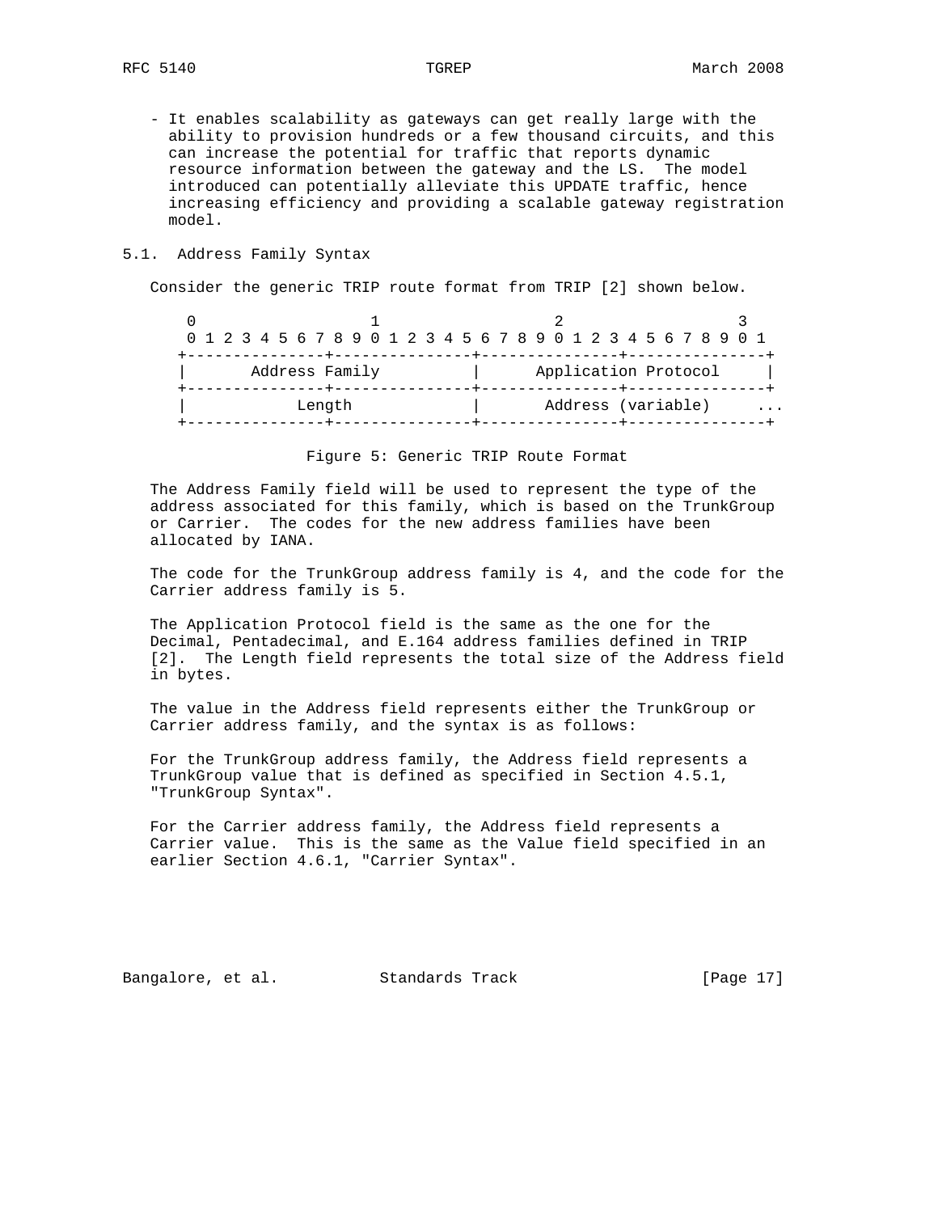- It enables scalability as gateways can get really large with the ability to provision hundreds or a few thousand circuits, and this can increase the potential for traffic that reports dynamic resource information between the gateway and the LS. The model introduced can potentially alleviate this UPDATE traffic, hence increasing efficiency and providing a scalable gateway registration model.

## 5.1. Address Family Syntax

Consider the generic TRIP route format from TRIP [2] shown below.

```
 0                   1                   2                   3
 0 1 2 3 4 5 6 7 8 9 0 1 2 3 4 5 6 7 8 9 0 1 2 3 4 5 6 7 8 9 0 1
+---------------+---------------+---------------+---------------+
|       Address Family          |     Application Protocol      |
+---------------+---------------+---------------+---------------+
|            Length             |     Address (variable)     ...
+---------------+---------------+---------------+---------------+
```

Figure 5: Generic TRIP Route Format

The Address Family field will be used to represent the type of the address associated for this family, which is based on the TrunkGroup or Carrier. The codes for the new address families have been allocated by IANA.

The code for the TrunkGroup address family is 4, and the code for the Carrier address family is 5.

The Application Protocol field is the same as the one for the Decimal, Pentadecimal, and E.164 address families defined in TRIP [2]. The Length field represents the total size of the Address field in bytes.

The value in the Address field represents either the TrunkGroup or Carrier address family, and the syntax is as follows:

For the TrunkGroup address family, the Address field represents a TrunkGroup value that is defined as specified in Section 4.5.1, "TrunkGroup Syntax".

For the Carrier address family, the Address field represents a Carrier value. This is the same as the Value field specified in an earlier Section 4.6.1, "Carrier Syntax".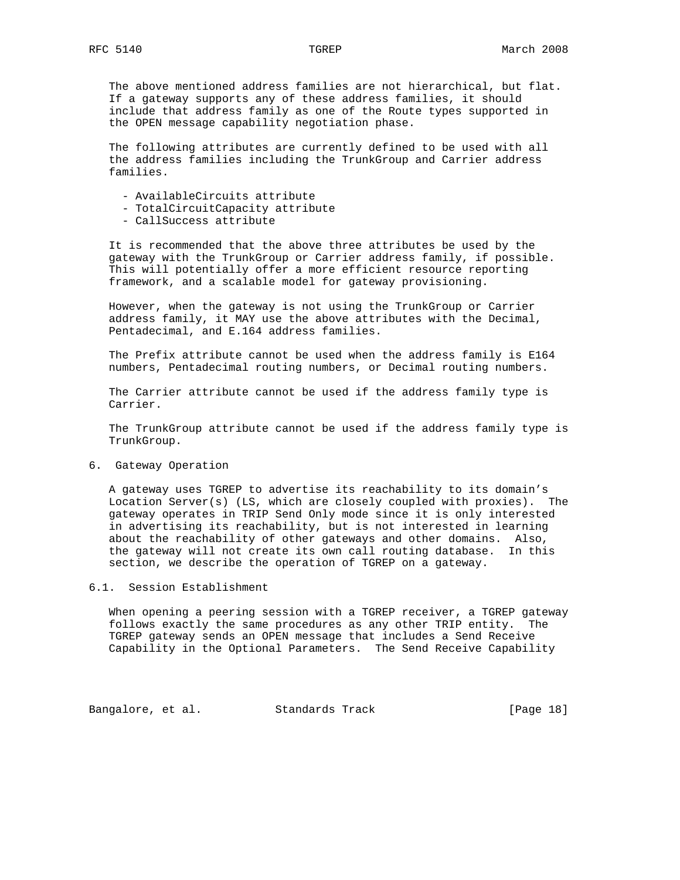The above mentioned address families are not hierarchical, but flat. If a gateway supports any of these address families, it should include that address family as one of the Route types supported in the OPEN message capability negotiation phase.

The following attributes are currently defined to be used with all the address families including the TrunkGroup and Carrier address families.

- AvailableCircuits attribute
- TotalCircuitCapacity attribute
- CallSuccess attribute

It is recommended that the above three attributes be used by the gateway with the TrunkGroup or Carrier address family, if possible. This will potentially offer a more efficient resource reporting framework, and a scalable model for gateway provisioning.

However, when the gateway is not using the TrunkGroup or Carrier address family, it MAY use the above attributes with the Decimal, Pentadecimal, and E.164 address families.

The Prefix attribute cannot be used when the address family is E164 numbers, Pentadecimal routing numbers, or Decimal routing numbers.

The Carrier attribute cannot be used if the address family type is Carrier.

The TrunkGroup attribute cannot be used if the address family type is TrunkGroup.

## 6. Gateway Operation

A gateway uses TGREP to advertise its reachability to its domain's Location Server(s) (LS, which are closely coupled with proxies). The gateway operates in TRIP Send Only mode since it is only interested in advertising its reachability, but is not interested in learning about the reachability of other gateways and other domains. Also, the gateway will not create its own call routing database. In this section, we describe the operation of TGREP on a gateway.

### 6.1. Session Establishment

When opening a peering session with a TGREP receiver, a TGREP gateway follows exactly the same procedures as any other TRIP entity. The TGREP gateway sends an OPEN message that includes a Send Receive Capability in the Optional Parameters. The Send Receive Capability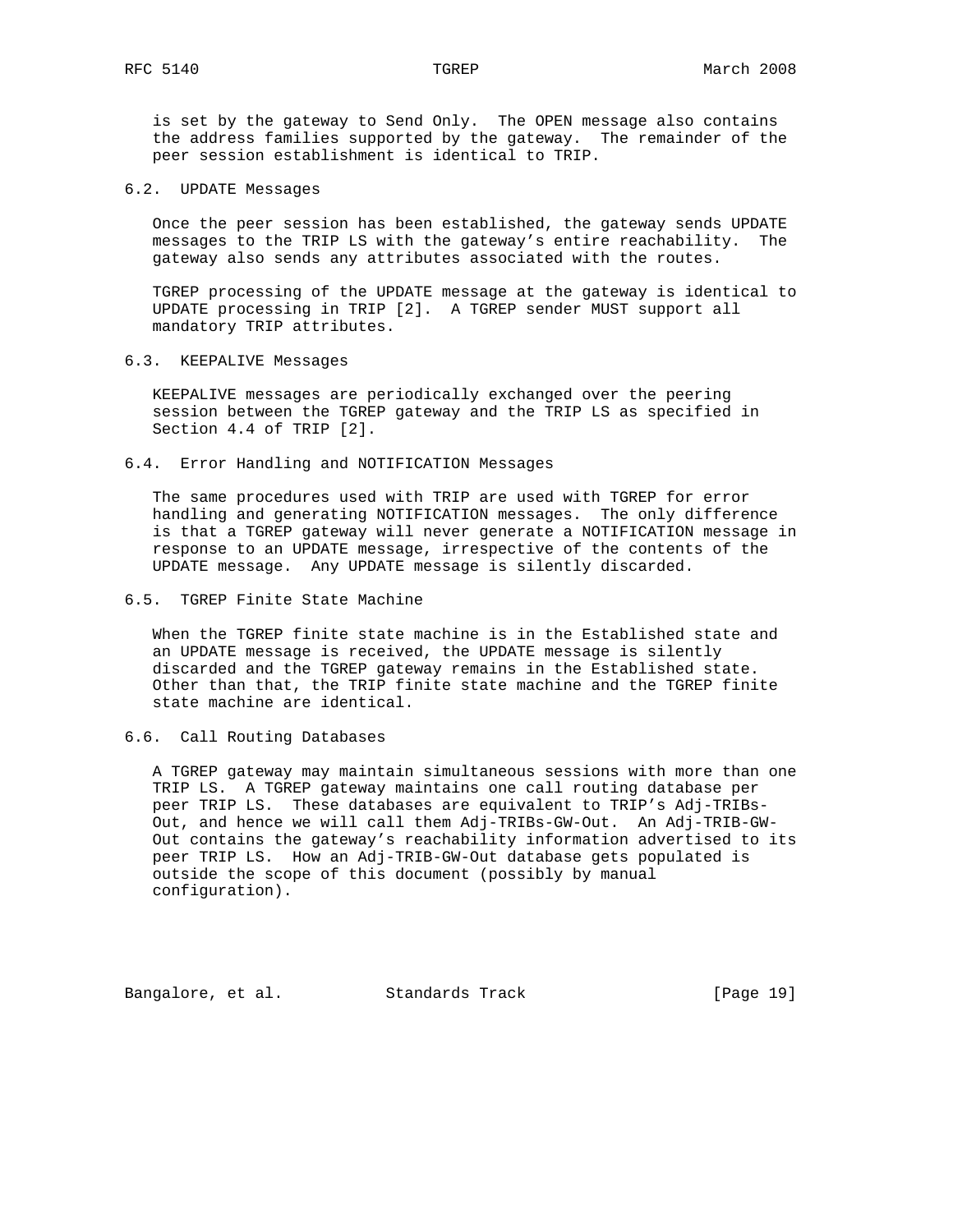is set by the gateway to Send Only. The OPEN message also contains the address families supported by the gateway. The remainder of the peer session establishment is identical to TRIP.

### 6.2. UPDATE Messages

Once the peer session has been established, the gateway sends UPDATE messages to the TRIP LS with the gateway's entire reachability. The gateway also sends any attributes associated with the routes.

TGREP processing of the UPDATE message at the gateway is identical to UPDATE processing in TRIP [2]. A TGREP sender MUST support all mandatory TRIP attributes.

### 6.3. KEEPALIVE Messages

KEEPALIVE messages are periodically exchanged over the peering session between the TGREP gateway and the TRIP LS as specified in Section 4.4 of TRIP [2].

### 6.4. Error Handling and NOTIFICATION Messages

The same procedures used with TRIP are used with TGREP for error handling and generating NOTIFICATION messages. The only difference is that a TGREP gateway will never generate a NOTIFICATION message in response to an UPDATE message, irrespective of the contents of the UPDATE message. Any UPDATE message is silently discarded.

### 6.5. TGREP Finite State Machine

When the TGREP finite state machine is in the Established state and an UPDATE message is received, the UPDATE message is silently discarded and the TGREP gateway remains in the Established state. Other than that, the TRIP finite state machine and the TGREP finite state machine are identical.

### 6.6. Call Routing Databases

A TGREP gateway may maintain simultaneous sessions with more than one TRIP LS. A TGREP gateway maintains one call routing database per peer TRIP LS. These databases are equivalent to TRIP's Adj-TRIBs-Out, and hence we will call them Adj-TRIBs-GW-Out. An Adj-TRIB-GW-Out contains the gateway's reachability information advertised to its peer TRIP LS. How an Adj-TRIB-GW-Out database gets populated is outside the scope of this document (possibly by manual configuration).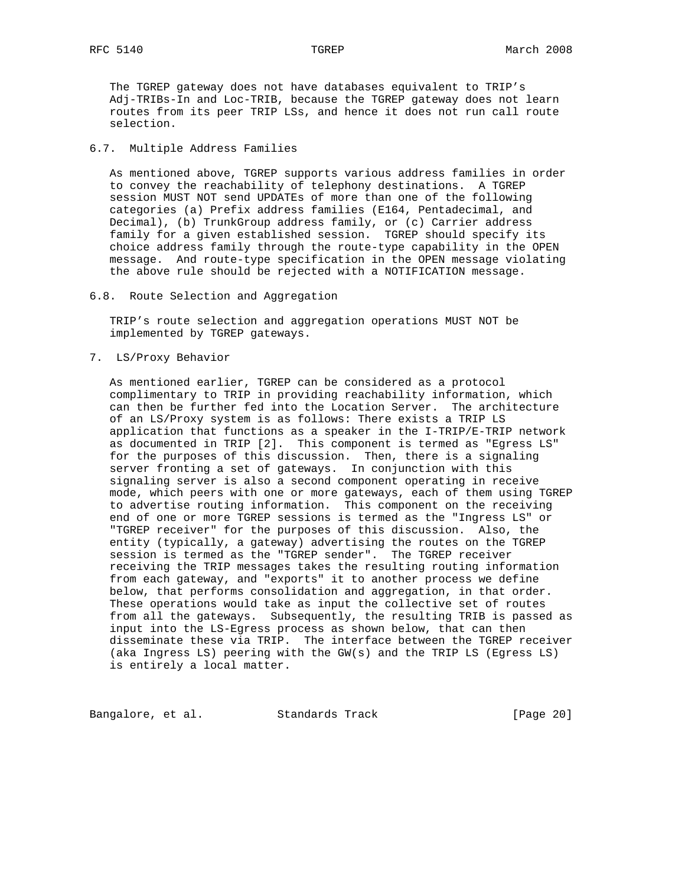The TGREP gateway does not have databases equivalent to TRIP's Adj-TRIBs-In and Loc-TRIB, because the TGREP gateway does not learn routes from its peer TRIP LSs, and hence it does not run call route selection.

### 6.7. Multiple Address Families

As mentioned above, TGREP supports various address families in order to convey the reachability of telephony destinations. A TGREP session MUST NOT send UPDATEs of more than one of the following categories (a) Prefix address families (E164, Pentadecimal, and Decimal), (b) TrunkGroup address family, or (c) Carrier address family for a given established session. TGREP should specify its choice address family through the route-type capability in the OPEN message. And route-type specification in the OPEN message violating the above rule should be rejected with a NOTIFICATION message.

### 6.8. Route Selection and Aggregation

TRIP's route selection and aggregation operations MUST NOT be implemented by TGREP gateways.

## 7. LS/Proxy Behavior

As mentioned earlier, TGREP can be considered as a protocol complimentary to TRIP in providing reachability information, which can then be further fed into the Location Server. The architecture of an LS/Proxy system is as follows: There exists a TRIP LS application that functions as a speaker in the I-TRIP/E-TRIP network as documented in TRIP [2]. This component is termed as "Egress LS" for the purposes of this discussion. Then, there is a signaling server fronting a set of gateways. In conjunction with this signaling server is also a second component operating in receive mode, which peers with one or more gateways, each of them using TGREP to advertise routing information. This component on the receiving end of one or more TGREP sessions is termed as the "Ingress LS" or "TGREP receiver" for the purposes of this discussion. Also, the entity (typically, a gateway) advertising the routes on the TGREP session is termed as the "TGREP sender". The TGREP receiver receiving the TRIP messages takes the resulting routing information from each gateway, and "exports" it to another process we define below, that performs consolidation and aggregation, in that order. These operations would take as input the collective set of routes from all the gateways. Subsequently, the resulting TRIB is passed as input into the LS-Egress process as shown below, that can then disseminate these via TRIP. The interface between the TGREP receiver (aka Ingress LS) peering with the GW(s) and the TRIP LS (Egress LS) is entirely a local matter.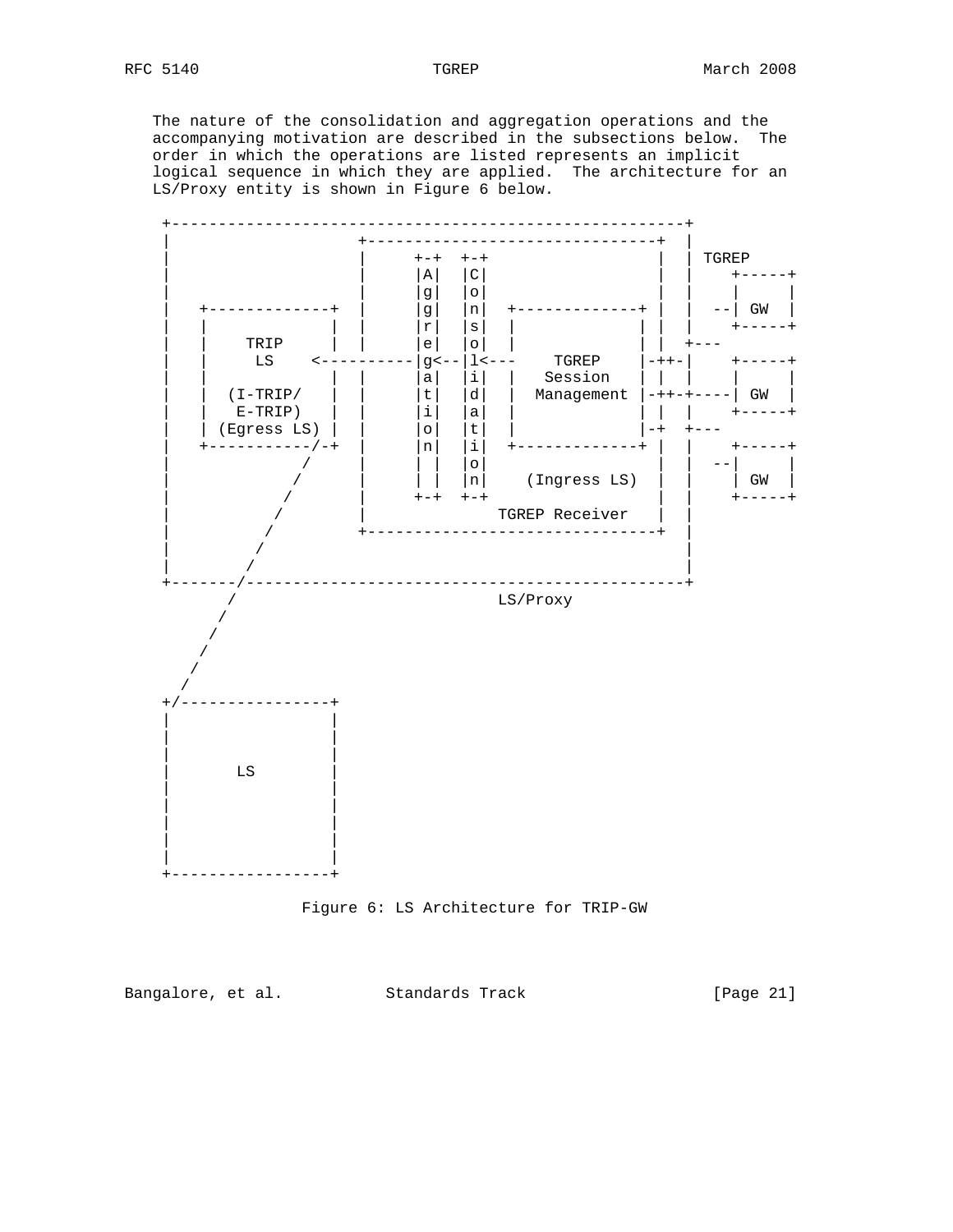The nature of the consolidation and aggregation operations and the accompanying motivation are described in the subsections below. The order in which the operations are listed represents an implicit logical sequence in which they are applied. The architecture for an LS/Proxy entity is shown in Figure 6 below.

```
 +-------------------------------------------------------+
 |                    +-------------------------------+  |
 |                    |     +-+  +-+                  |  | TGREP
 |                    |     |A|  |C|                  |  |    +-----+
 |                    |     |g|  |o|                  |  |    |     |
 |   +-------------+  |     |g|  |n|  +-------------+ |  |  --| GW  |
 |   |             |  |     |r|  |s|  |             | |  |    +-----+
 |   |    TRIP     |  |     |e|  |o|  |             | |  +---
 |   |     LS    <----------|g<--|l<---    TGREP    |-++-|    +-----+
 |   |             |  |     |a|  |i|  |   Session   | |  |    |     |
 |   |  (I-TRIP/   |  |     |t|  |d|  |  Management |-++-+----| GW  |
 |   |   E-TRIP)   |  |     |i|  |a|  |             | |  |    +-----+
 |   | (Egress LS) |  |     |o|  |t|  |             |-+  +---
 |   +------------/-+  |     |n|  |i|  +-------------+ |  |    +-----+
 |               /    |     | |  |o|                  |  |  --|     |
 |              /     |     | |  |n|    (Ingress LS)  |  |    | GW  |
 |             /      |     +-+  +-+                  |  |    +-----+
 |            /       |            TGREP Receiver     |  |
 |           /        +-------------------------------+  |
 |          /                                            |
 |         /                                             |
 +--------/----------------------------------------------+
         /                            LS/Proxy
        /
       /
      /
     /
    /
 +/----------------+
 |                 |
 |                 |
 |       LS        |
 |                 |
 |                 |
 |                 |
 |                 |
 |                 |
 +-----------------+
```

Figure 6: LS Architecture for TRIP-GW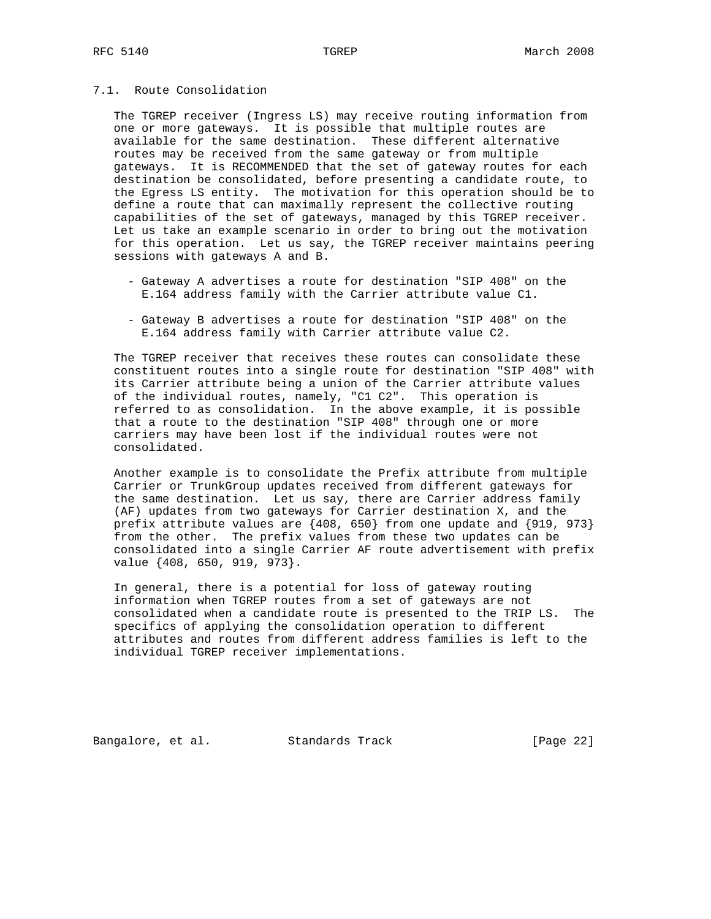### 7.1. Route Consolidation

The TGREP receiver (Ingress LS) may receive routing information from one or more gateways. It is possible that multiple routes are available for the same destination. These different alternative routes may be received from the same gateway or from multiple gateways. It is RECOMMENDED that the set of gateway routes for each destination be consolidated, before presenting a candidate route, to the Egress LS entity. The motivation for this operation should be to define a route that can maximally represent the collective routing capabilities of the set of gateways, managed by this TGREP receiver. Let us take an example scenario in order to bring out the motivation for this operation. Let us say, the TGREP receiver maintains peering sessions with gateways A and B.

- Gateway A advertises a route for destination "SIP 408" on the E.164 address family with the Carrier attribute value C1.

- Gateway B advertises a route for destination "SIP 408" on the E.164 address family with Carrier attribute value C2.

The TGREP receiver that receives these routes can consolidate these constituent routes into a single route for destination "SIP 408" with its Carrier attribute being a union of the Carrier attribute values of the individual routes, namely, "C1 C2". This operation is referred to as consolidation. In the above example, it is possible that a route to the destination "SIP 408" through one or more carriers may have been lost if the individual routes were not consolidated.

Another example is to consolidate the Prefix attribute from multiple Carrier or TrunkGroup updates received from different gateways for the same destination. Let us say, there are Carrier address family (AF) updates from two gateways for Carrier destination X, and the prefix attribute values are {408, 650} from one update and {919, 973} from the other. The prefix values from these two updates can be consolidated into a single Carrier AF route advertisement with prefix value {408, 650, 919, 973}.

In general, there is a potential for loss of gateway routing information when TGREP routes from a set of gateways are not consolidated when a candidate route is presented to the TRIP LS. The specifics of applying the consolidation operation to different attributes and routes from different address families is left to the individual TGREP receiver implementations.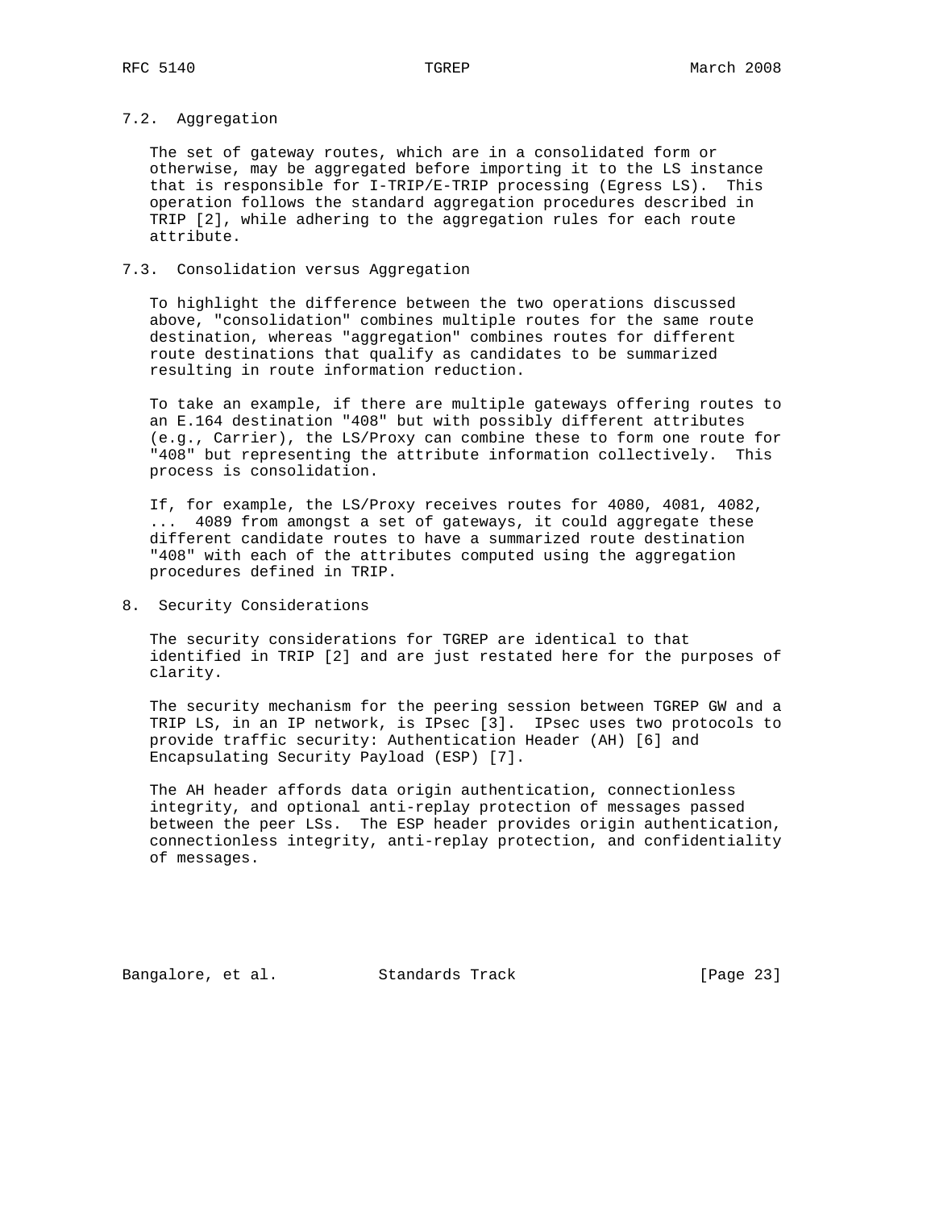### 7.2. Aggregation

The set of gateway routes, which are in a consolidated form or otherwise, may be aggregated before importing it to the LS instance that is responsible for I-TRIP/E-TRIP processing (Egress LS). This operation follows the standard aggregation procedures described in TRIP [2], while adhering to the aggregation rules for each route attribute.

### 7.3. Consolidation versus Aggregation

To highlight the difference between the two operations discussed above, "consolidation" combines multiple routes for the same route destination, whereas "aggregation" combines routes for different route destinations that qualify as candidates to be summarized resulting in route information reduction.

To take an example, if there are multiple gateways offering routes to an E.164 destination "408" but with possibly different attributes (e.g., Carrier), the LS/Proxy can combine these to form one route for "408" but representing the attribute information collectively. This process is consolidation.

If, for example, the LS/Proxy receives routes for 4080, 4081, 4082, ... 4089 from amongst a set of gateways, it could aggregate these different candidate routes to have a summarized route destination "408" with each of the attributes computed using the aggregation procedures defined in TRIP.

## 8. Security Considerations

The security considerations for TGREP are identical to that identified in TRIP [2] and are just restated here for the purposes of clarity.

The security mechanism for the peering session between TGREP GW and a TRIP LS, in an IP network, is IPsec [3]. IPsec uses two protocols to provide traffic security: Authentication Header (AH) [6] and Encapsulating Security Payload (ESP) [7].

The AH header affords data origin authentication, connectionless integrity, and optional anti-replay protection of messages passed between the peer LSs. The ESP header provides origin authentication, connectionless integrity, anti-replay protection, and confidentiality of messages.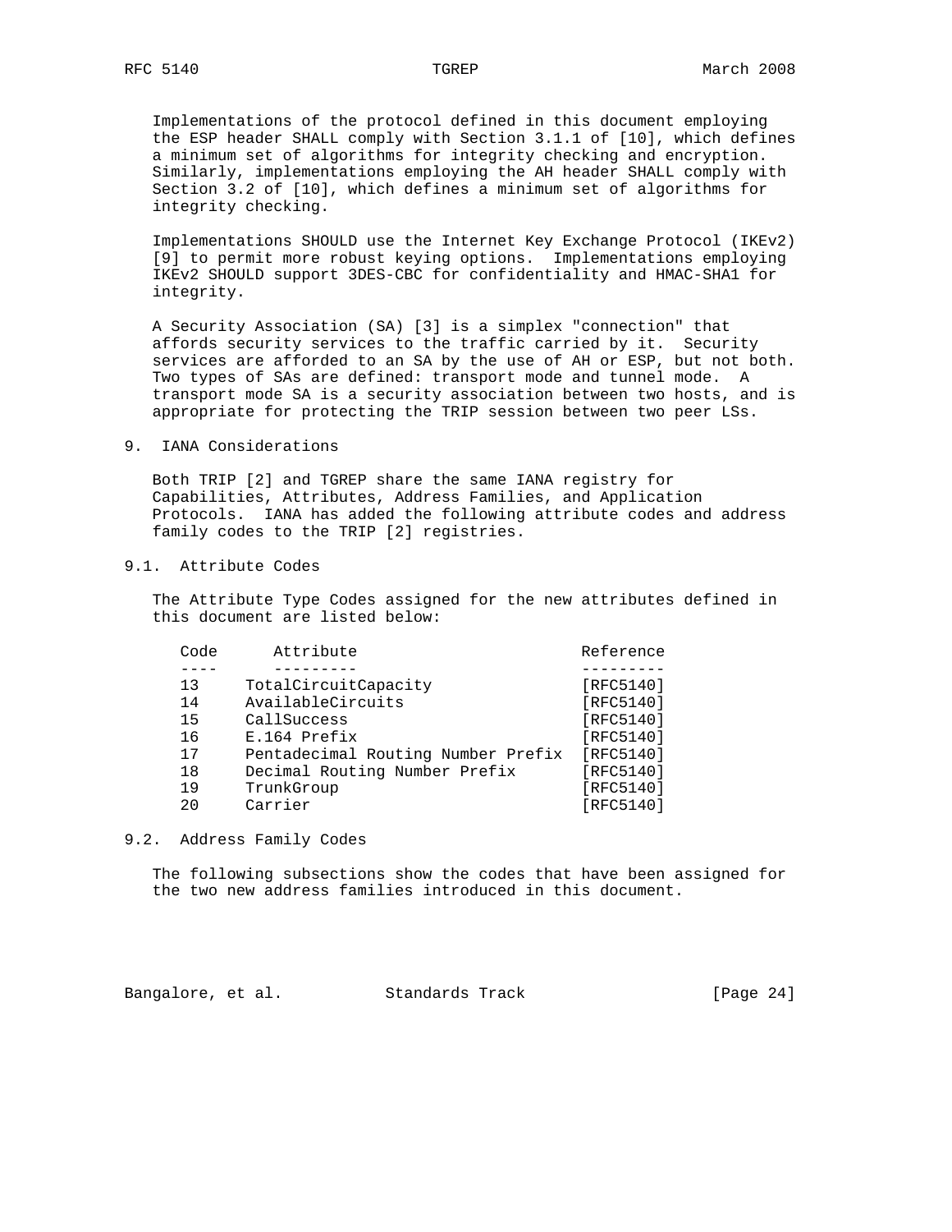Implementations of the protocol defined in this document employing the ESP header SHALL comply with Section 3.1.1 of [10], which defines a minimum set of algorithms for integrity checking and encryption. Similarly, implementations employing the AH header SHALL comply with Section 3.2 of [10], which defines a minimum set of algorithms for integrity checking.

Implementations SHOULD use the Internet Key Exchange Protocol (IKEv2) [9] to permit more robust keying options. Implementations employing IKEv2 SHOULD support 3DES-CBC for confidentiality and HMAC-SHA1 for integrity.

A Security Association (SA) [3] is a simplex "connection" that affords security services to the traffic carried by it. Security services are afforded to an SA by the use of AH or ESP, but not both. Two types of SAs are defined: transport mode and tunnel mode. A transport mode SA is a security association between two hosts, and is appropriate for protecting the TRIP session between two peer LSs.

## 9. IANA Considerations

Both TRIP [2] and TGREP share the same IANA registry for Capabilities, Attributes, Address Families, and Application Protocols. IANA has added the following attribute codes and address family codes to the TRIP [2] registries.

### 9.1. Attribute Codes

The Attribute Type Codes assigned for the new attributes defined in this document are listed below:

| Code | Attribute | Reference |
|---|---|---|
| 13 | TotalCircuitCapacity | [RFC5140] |
| 14 | AvailableCircuits | [RFC5140] |
| 15 | CallSuccess | [RFC5140] |
| 16 | E.164 Prefix | [RFC5140] |
| 17 | Pentadecimal Routing Number Prefix | [RFC5140] |
| 18 | Decimal Routing Number Prefix | [RFC5140] |
| 19 | TrunkGroup | [RFC5140] |
| 20 | Carrier | [RFC5140] |

### 9.2. Address Family Codes

The following subsections show the codes that have been assigned for the two new address families introduced in this document.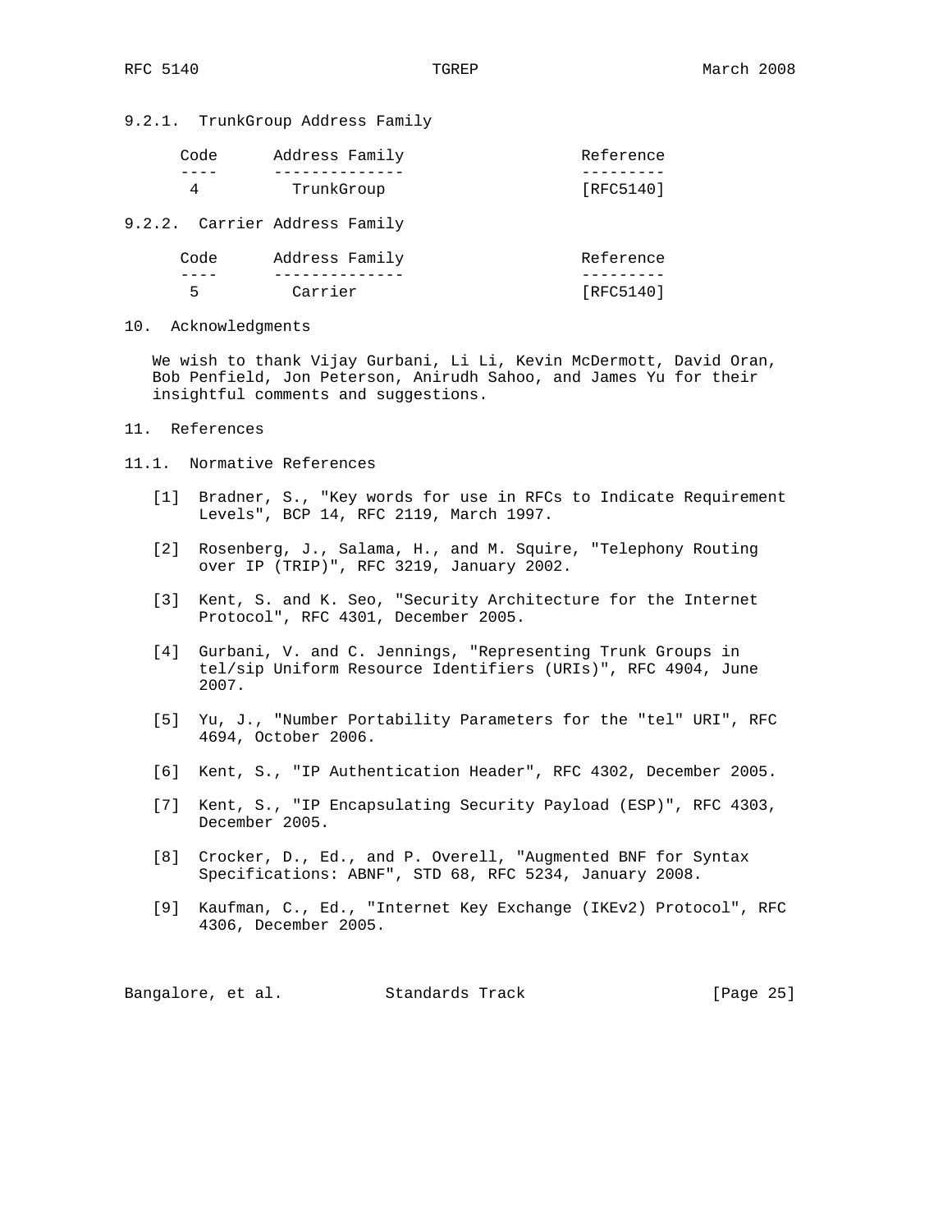#### 9.2.1. TrunkGroup Address Family

| Code | Address Family | Reference |
|---|---|---|
| 4 | TrunkGroup | [RFC5140] |

#### 9.2.2. Carrier Address Family

| Code | Address Family | Reference |
|---|---|---|
| 5 | Carrier | [RFC5140] |

## 10. Acknowledgments

We wish to thank Vijay Gurbani, Li Li, Kevin McDermott, David Oran, Bob Penfield, Jon Peterson, Anirudh Sahoo, and James Yu for their insightful comments and suggestions.

## 11. References

### 11.1. Normative References

[1] Bradner, S., "Key words for use in RFCs to Indicate Requirement Levels", BCP 14, RFC 2119, March 1997.

[2] Rosenberg, J., Salama, H., and M. Squire, "Telephony Routing over IP (TRIP)", RFC 3219, January 2002.

[3] Kent, S. and K. Seo, "Security Architecture for the Internet Protocol", RFC 4301, December 2005.

[4] Gurbani, V. and C. Jennings, "Representing Trunk Groups in tel/sip Uniform Resource Identifiers (URIs)", RFC 4904, June 2007.

[5] Yu, J., "Number Portability Parameters for the "tel" URI", RFC 4694, October 2006.

[6] Kent, S., "IP Authentication Header", RFC 4302, December 2005.

[7] Kent, S., "IP Encapsulating Security Payload (ESP)", RFC 4303, December 2005.

[8] Crocker, D., Ed., and P. Overell, "Augmented BNF for Syntax Specifications: ABNF", STD 68, RFC 5234, January 2008.

[9] Kaufman, C., Ed., "Internet Key Exchange (IKEv2) Protocol", RFC 4306, December 2005.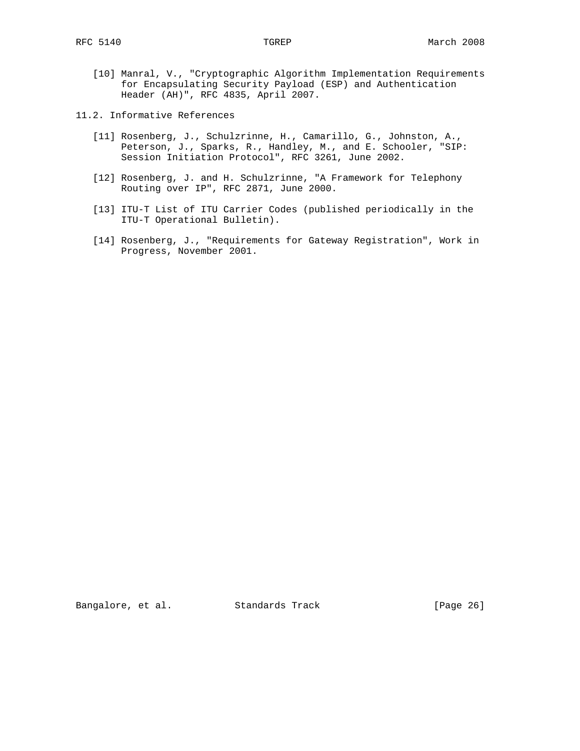[10] Manral, V., "Cryptographic Algorithm Implementation Requirements for Encapsulating Security Payload (ESP) and Authentication Header (AH)", RFC 4835, April 2007.

### 11.2. Informative References

[11] Rosenberg, J., Schulzrinne, H., Camarillo, G., Johnston, A., Peterson, J., Sparks, R., Handley, M., and E. Schooler, "SIP: Session Initiation Protocol", RFC 3261, June 2002.

[12] Rosenberg, J. and H. Schulzrinne, "A Framework for Telephony Routing over IP", RFC 2871, June 2000.

[13] ITU-T List of ITU Carrier Codes (published periodically in the ITU-T Operational Bulletin).

[14] Rosenberg, J., "Requirements for Gateway Registration", Work in Progress, November 2001.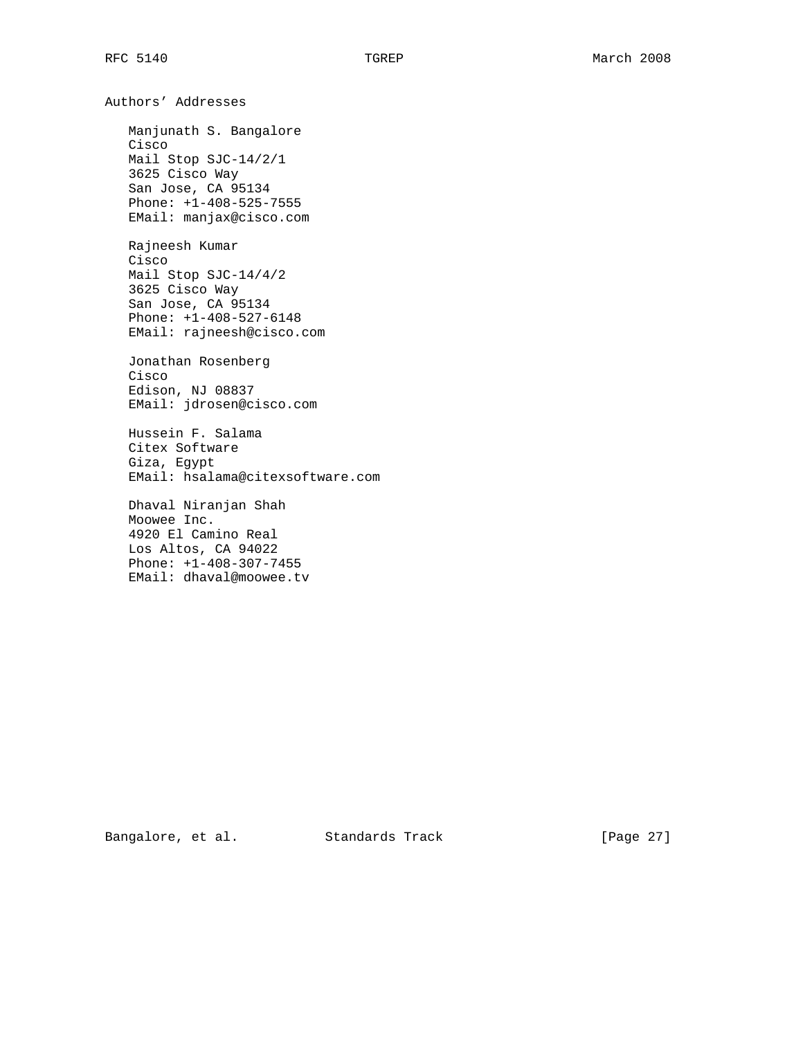## Authors' Addresses

Manjunath S. Bangalore
Cisco
Mail Stop SJC-14/2/1
3625 Cisco Way
San Jose, CA 95134
Phone: +1-408-525-7555
EMail: manjax@cisco.com

Rajneesh Kumar
Cisco
Mail Stop SJC-14/4/2
3625 Cisco Way
San Jose, CA 95134
Phone: +1-408-527-6148
EMail: rajneesh@cisco.com

Jonathan Rosenberg
Cisco
Edison, NJ 08837
EMail: jdrosen@cisco.com

Hussein F. Salama
Citex Software
Giza, Egypt
EMail: hsalama@citexsoftware.com

Dhaval Niranjan Shah
Moowee Inc.
4920 El Camino Real
Los Altos, CA 94022
Phone: +1-408-307-7455
EMail: dhaval@moowee.tv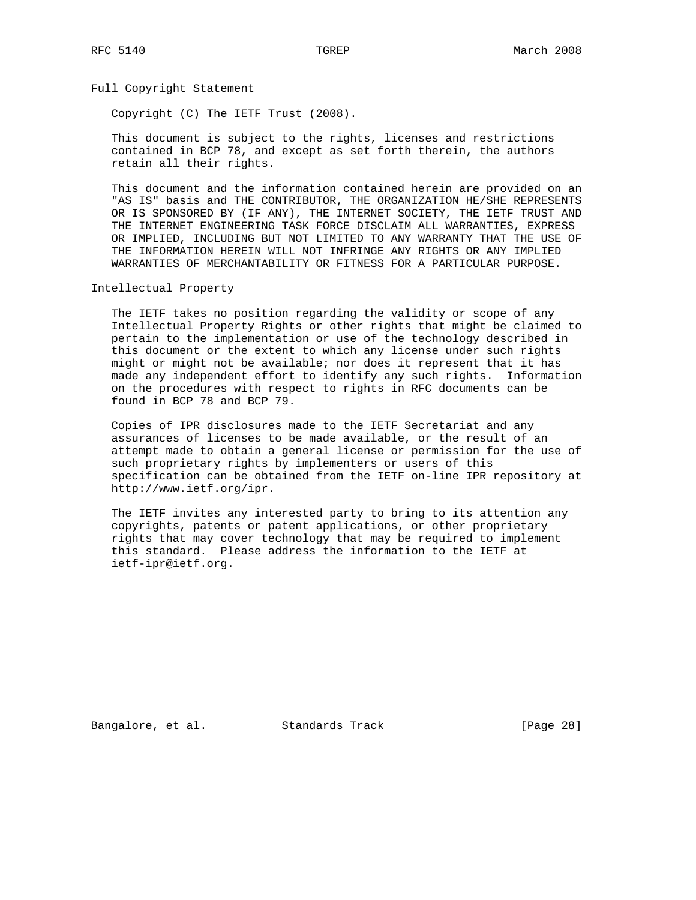## Full Copyright Statement

Copyright (C) The IETF Trust (2008).

This document is subject to the rights, licenses and restrictions contained in BCP 78, and except as set forth therein, the authors retain all their rights.

This document and the information contained herein are provided on an "AS IS" basis and THE CONTRIBUTOR, THE ORGANIZATION HE/SHE REPRESENTS OR IS SPONSORED BY (IF ANY), THE INTERNET SOCIETY, THE IETF TRUST AND THE INTERNET ENGINEERING TASK FORCE DISCLAIM ALL WARRANTIES, EXPRESS OR IMPLIED, INCLUDING BUT NOT LIMITED TO ANY WARRANTY THAT THE USE OF THE INFORMATION HEREIN WILL NOT INFRINGE ANY RIGHTS OR ANY IMPLIED WARRANTIES OF MERCHANTABILITY OR FITNESS FOR A PARTICULAR PURPOSE.

## Intellectual Property

The IETF takes no position regarding the validity or scope of any Intellectual Property Rights or other rights that might be claimed to pertain to the implementation or use of the technology described in this document or the extent to which any license under such rights might or might not be available; nor does it represent that it has made any independent effort to identify any such rights. Information on the procedures with respect to rights in RFC documents can be found in BCP 78 and BCP 79.

Copies of IPR disclosures made to the IETF Secretariat and any assurances of licenses to be made available, or the result of an attempt made to obtain a general license or permission for the use of such proprietary rights by implementers or users of this specification can be obtained from the IETF on-line IPR repository at http://www.ietf.org/ipr.

The IETF invites any interested party to bring to its attention any copyrights, patents or patent applications, or other proprietary rights that may cover technology that may be required to implement this standard. Please address the information to the IETF at ietf-ipr@ietf.org.